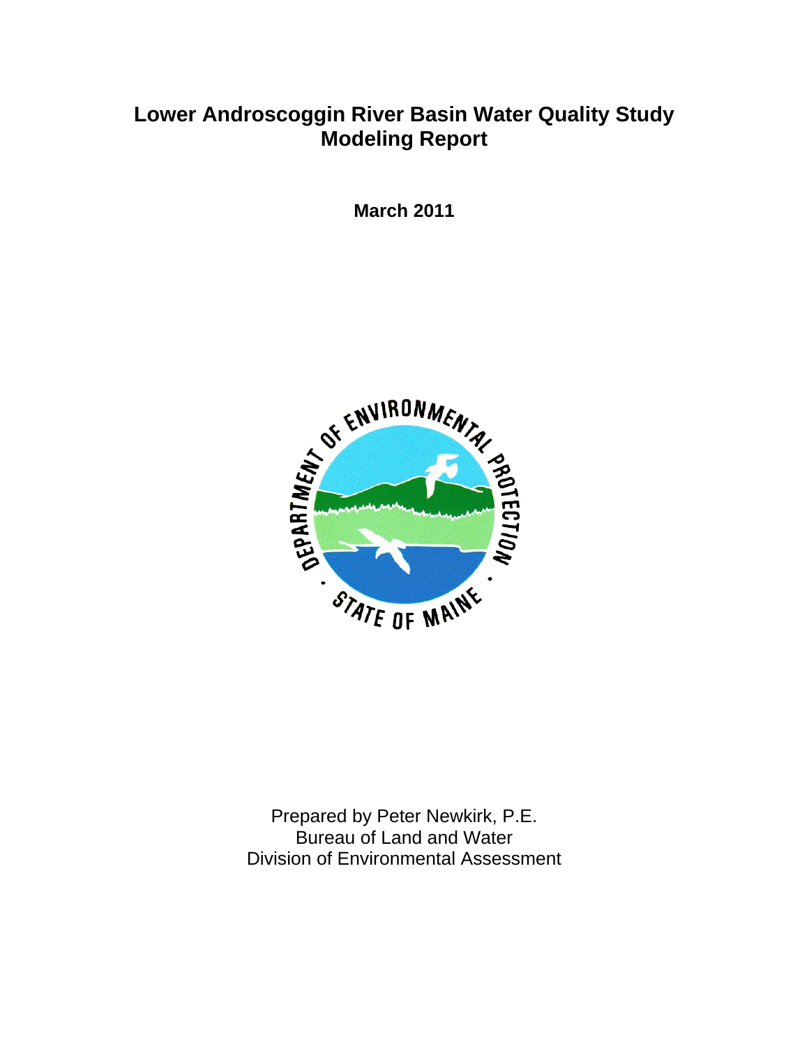# Lower Androscoggin River Basin Water Quality Study
# Modeling Report

**March 2011**

Prepared by Peter Newkirk, P.E.
Bureau of Land and Water
Division of Environmental Assessment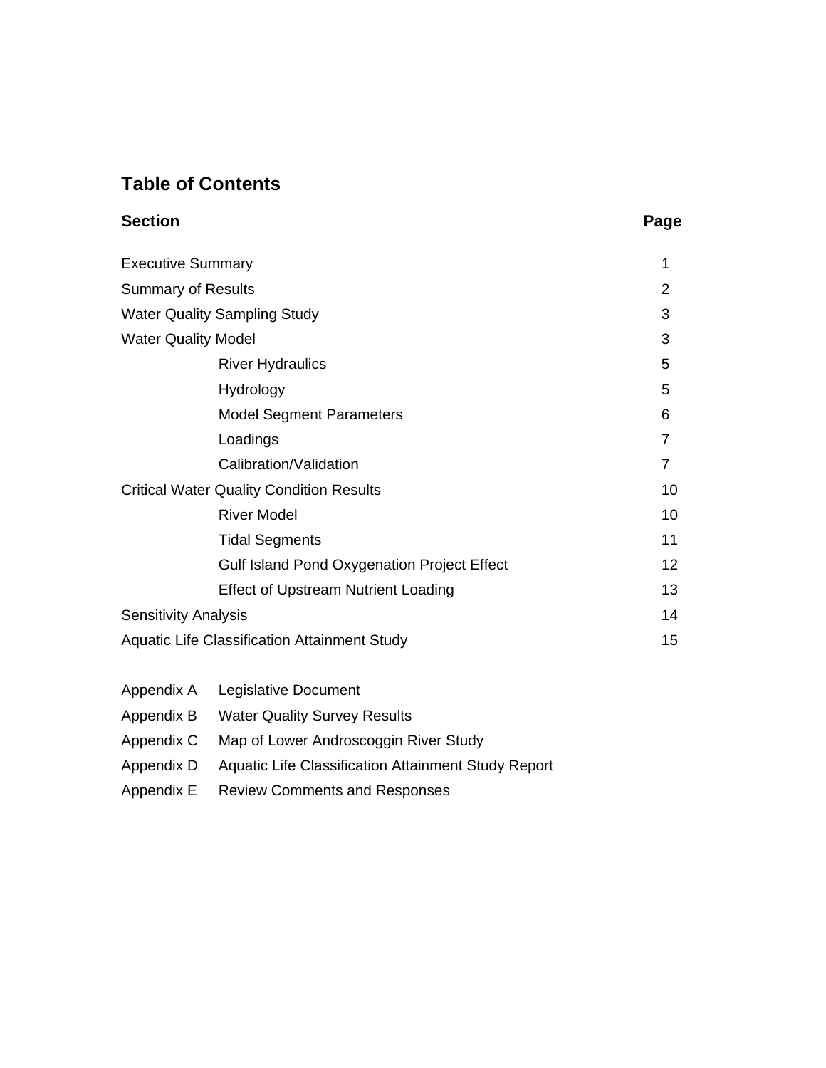## Table of Contents

| Section | Page |
|---|---|
| Executive Summary | 1 |
| Summary of Results | 2 |
| Water Quality Sampling Study | 3 |
| Water Quality Model | 3 |
|     River Hydraulics | 5 |
|     Hydrology | 5 |
|     Model Segment Parameters | 6 |
|     Loadings | 7 |
|     Calibration/Validation | 7 |
| Critical Water Quality Condition Results | 10 |
|     River Model | 10 |
|     Tidal Segments | 11 |
|     Gulf Island Pond Oxygenation Project Effect | 12 |
|     Effect of Upstream Nutrient Loading | 13 |
| Sensitivity Analysis | 14 |
| Aquatic Life Classification Attainment Study | 15 |

Appendix A  Legislative Document

Appendix B  Water Quality Survey Results

Appendix C  Map of Lower Androscoggin River Study

Appendix D  Aquatic Life Classification Attainment Study Report

Appendix E  Review Comments and Responses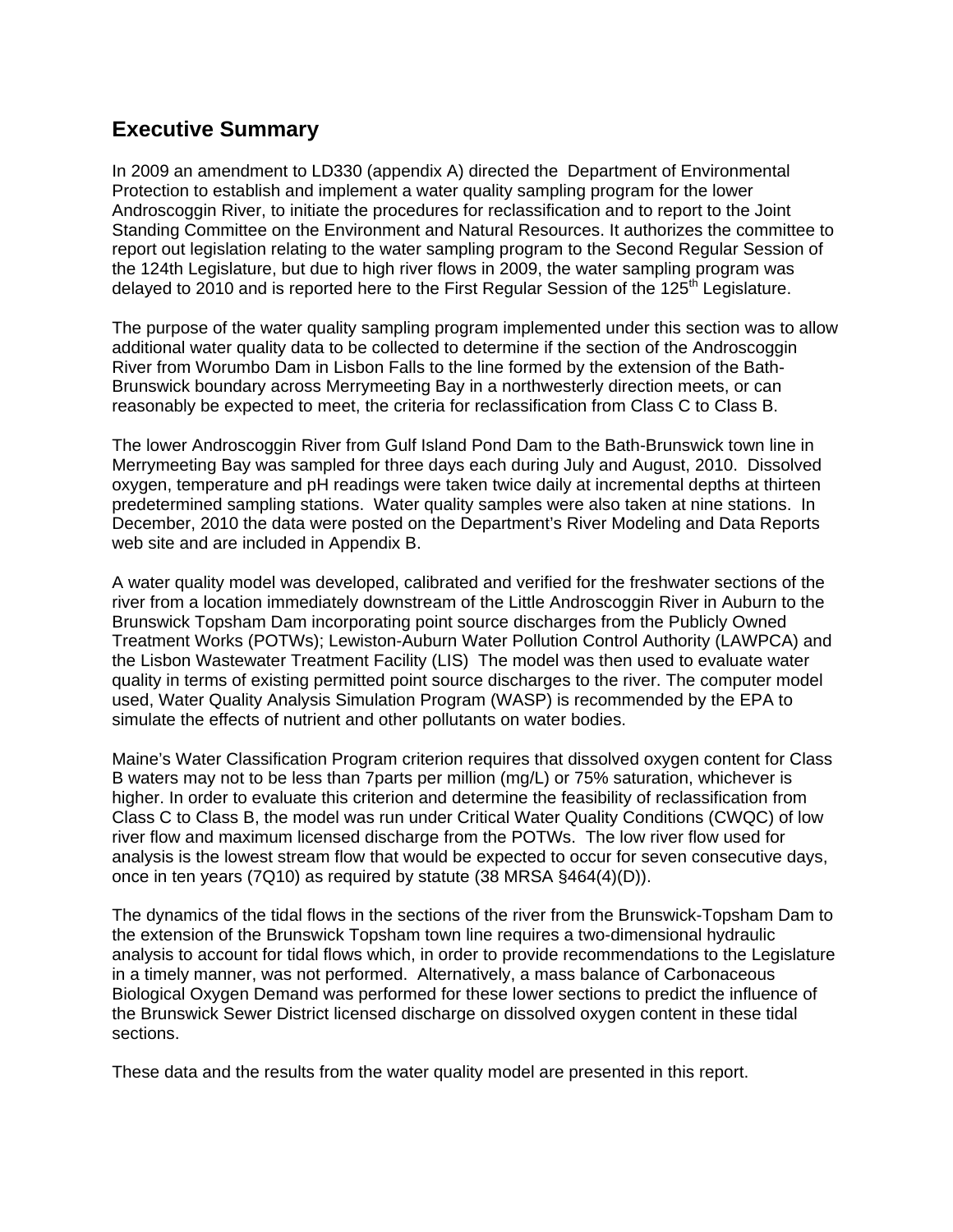## Executive Summary

In 2009 an amendment to LD330 (appendix A) directed the Department of Environmental Protection to establish and implement a water quality sampling program for the lower Androscoggin River, to initiate the procedures for reclassification and to report to the Joint Standing Committee on the Environment and Natural Resources. It authorizes the committee to report out legislation relating to the water sampling program to the Second Regular Session of the 124th Legislature, but due to high river flows in 2009, the water sampling program was delayed to 2010 and is reported here to the First Regular Session of the 125th Legislature.

The purpose of the water quality sampling program implemented under this section was to allow additional water quality data to be collected to determine if the section of the Androscoggin River from Worumbo Dam in Lisbon Falls to the line formed by the extension of the Bath-Brunswick boundary across Merrymeeting Bay in a northwesterly direction meets, or can reasonably be expected to meet, the criteria for reclassification from Class C to Class B.

The lower Androscoggin River from Gulf Island Pond Dam to the Bath-Brunswick town line in Merrymeeting Bay was sampled for three days each during July and August, 2010. Dissolved oxygen, temperature and pH readings were taken twice daily at incremental depths at thirteen predetermined sampling stations. Water quality samples were also taken at nine stations. In December, 2010 the data were posted on the Department's River Modeling and Data Reports web site and are included in Appendix B.

A water quality model was developed, calibrated and verified for the freshwater sections of the river from a location immediately downstream of the Little Androscoggin River in Auburn to the Brunswick Topsham Dam incorporating point source discharges from the Publicly Owned Treatment Works (POTWs); Lewiston-Auburn Water Pollution Control Authority (LAWPCA) and the Lisbon Wastewater Treatment Facility (LIS) The model was then used to evaluate water quality in terms of existing permitted point source discharges to the river. The computer model used, Water Quality Analysis Simulation Program (WASP) is recommended by the EPA to simulate the effects of nutrient and other pollutants on water bodies.

Maine's Water Classification Program criterion requires that dissolved oxygen content for Class B waters may not to be less than 7parts per million (mg/L) or 75% saturation, whichever is higher. In order to evaluate this criterion and determine the feasibility of reclassification from Class C to Class B, the model was run under Critical Water Quality Conditions (CWQC) of low river flow and maximum licensed discharge from the POTWs. The low river flow used for analysis is the lowest stream flow that would be expected to occur for seven consecutive days, once in ten years (7Q10) as required by statute (38 MRSA §464(4)(D)).

The dynamics of the tidal flows in the sections of the river from the Brunswick-Topsham Dam to the extension of the Brunswick Topsham town line requires a two-dimensional hydraulic analysis to account for tidal flows which, in order to provide recommendations to the Legislature in a timely manner, was not performed. Alternatively, a mass balance of Carbonaceous Biological Oxygen Demand was performed for these lower sections to predict the influence of the Brunswick Sewer District licensed discharge on dissolved oxygen content in these tidal sections.

These data and the results from the water quality model are presented in this report.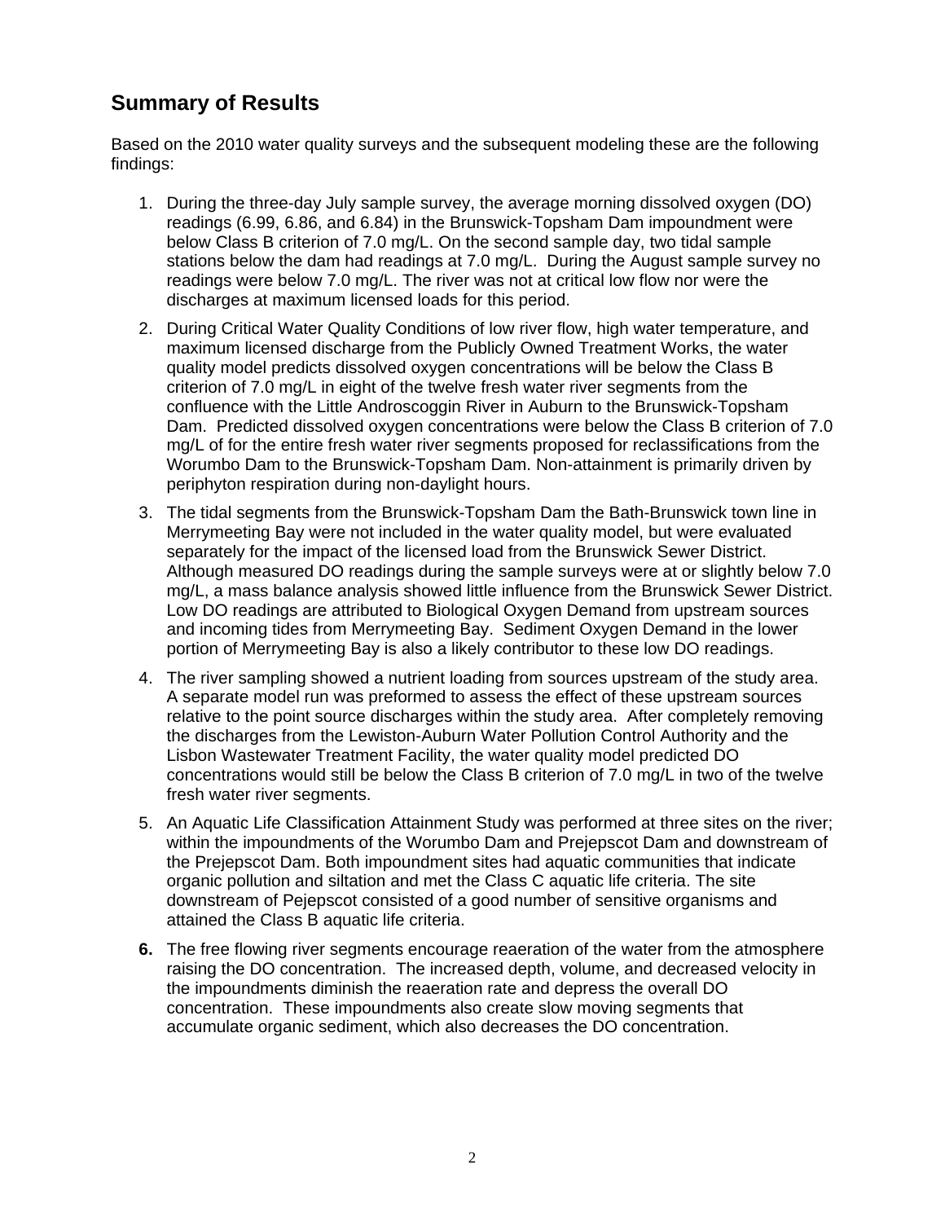## Summary of Results

Based on the 2010 water quality surveys and the subsequent modeling these are the following findings:

1. During the three-day July sample survey, the average morning dissolved oxygen (DO) readings (6.99, 6.86, and 6.84) in the Brunswick-Topsham Dam impoundment were below Class B criterion of 7.0 mg/L. On the second sample day, two tidal sample stations below the dam had readings at 7.0 mg/L. During the August sample survey no readings were below 7.0 mg/L. The river was not at critical low flow nor were the discharges at maximum licensed loads for this period.
2. During Critical Water Quality Conditions of low river flow, high water temperature, and maximum licensed discharge from the Publicly Owned Treatment Works, the water quality model predicts dissolved oxygen concentrations will be below the Class B criterion of 7.0 mg/L in eight of the twelve fresh water river segments from the confluence with the Little Androscoggin River in Auburn to the Brunswick-Topsham Dam. Predicted dissolved oxygen concentrations were below the Class B criterion of 7.0 mg/L of for the entire fresh water river segments proposed for reclassifications from the Worumbo Dam to the Brunswick-Topsham Dam. Non-attainment is primarily driven by periphyton respiration during non-daylight hours.
3. The tidal segments from the Brunswick-Topsham Dam the Bath-Brunswick town line in Merrymeeting Bay were not included in the water quality model, but were evaluated separately for the impact of the licensed load from the Brunswick Sewer District. Although measured DO readings during the sample surveys were at or slightly below 7.0 mg/L, a mass balance analysis showed little influence from the Brunswick Sewer District. Low DO readings are attributed to Biological Oxygen Demand from upstream sources and incoming tides from Merrymeeting Bay. Sediment Oxygen Demand in the lower portion of Merrymeeting Bay is also a likely contributor to these low DO readings.
4. The river sampling showed a nutrient loading from sources upstream of the study area. A separate model run was preformed to assess the effect of these upstream sources relative to the point source discharges within the study area. After completely removing the discharges from the Lewiston-Auburn Water Pollution Control Authority and the Lisbon Wastewater Treatment Facility, the water quality model predicted DO concentrations would still be below the Class B criterion of 7.0 mg/L in two of the twelve fresh water river segments.
5. An Aquatic Life Classification Attainment Study was performed at three sites on the river; within the impoundments of the Worumbo Dam and Prejepscot Dam and downstream of the Prejepscot Dam. Both impoundment sites had aquatic communities that indicate organic pollution and siltation and met the Class C aquatic life criteria. The site downstream of Pejepscot consisted of a good number of sensitive organisms and attained the Class B aquatic life criteria.
6. The free flowing river segments encourage reaeration of the water from the atmosphere raising the DO concentration. The increased depth, volume, and decreased velocity in the impoundments diminish the reaeration rate and depress the overall DO concentration. These impoundments also create slow moving segments that accumulate organic sediment, which also decreases the DO concentration.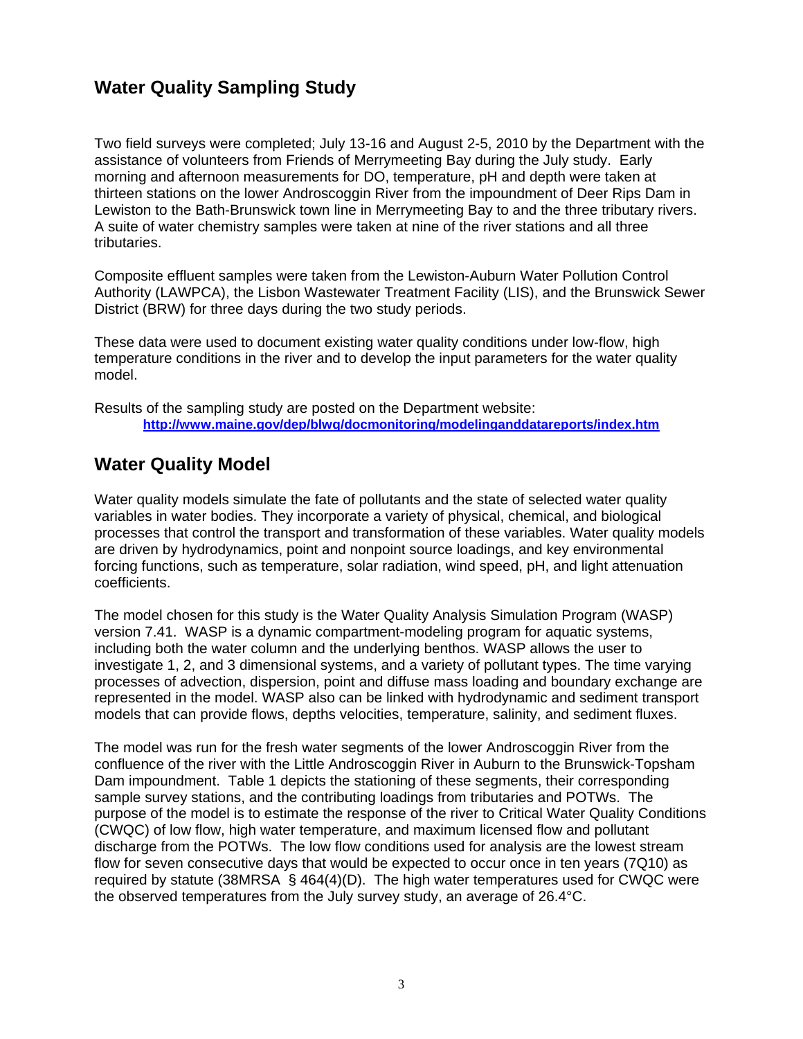## Water Quality Sampling Study

Two field surveys were completed; July 13-16 and August 2-5, 2010 by the Department with the assistance of volunteers from Friends of Merrymeeting Bay during the July study. Early morning and afternoon measurements for DO, temperature, pH and depth were taken at thirteen stations on the lower Androscoggin River from the impoundment of Deer Rips Dam in Lewiston to the Bath-Brunswick town line in Merrymeeting Bay to and the three tributary rivers. A suite of water chemistry samples were taken at nine of the river stations and all three tributaries.

Composite effluent samples were taken from the Lewiston-Auburn Water Pollution Control Authority (LAWPCA), the Lisbon Wastewater Treatment Facility (LIS), and the Brunswick Sewer District (BRW) for three days during the two study periods.

These data were used to document existing water quality conditions under low-flow, high temperature conditions in the river and to develop the input parameters for the water quality model.

Results of the sampling study are posted on the Department website:
**http://www.maine.gov/dep/blwq/docmonitoring/modelinganddatareports/index.htm**

## Water Quality Model

Water quality models simulate the fate of pollutants and the state of selected water quality variables in water bodies. They incorporate a variety of physical, chemical, and biological processes that control the transport and transformation of these variables. Water quality models are driven by hydrodynamics, point and nonpoint source loadings, and key environmental forcing functions, such as temperature, solar radiation, wind speed, pH, and light attenuation coefficients.

The model chosen for this study is the Water Quality Analysis Simulation Program (WASP) version 7.41. WASP is a dynamic compartment-modeling program for aquatic systems, including both the water column and the underlying benthos. WASP allows the user to investigate 1, 2, and 3 dimensional systems, and a variety of pollutant types. The time varying processes of advection, dispersion, point and diffuse mass loading and boundary exchange are represented in the model. WASP also can be linked with hydrodynamic and sediment transport models that can provide flows, depths velocities, temperature, salinity, and sediment fluxes.

The model was run for the fresh water segments of the lower Androscoggin River from the confluence of the river with the Little Androscoggin River in Auburn to the Brunswick-Topsham Dam impoundment. Table 1 depicts the stationing of these segments, their corresponding sample survey stations, and the contributing loadings from tributaries and POTWs. The purpose of the model is to estimate the response of the river to Critical Water Quality Conditions (CWQC) of low flow, high water temperature, and maximum licensed flow and pollutant discharge from the POTWs. The low flow conditions used for analysis are the lowest stream flow for seven consecutive days that would be expected to occur once in ten years (7Q10) as required by statute (38MRSA § 464(4)(D). The high water temperatures used for CWQC were the observed temperatures from the July survey study, an average of 26.4°C.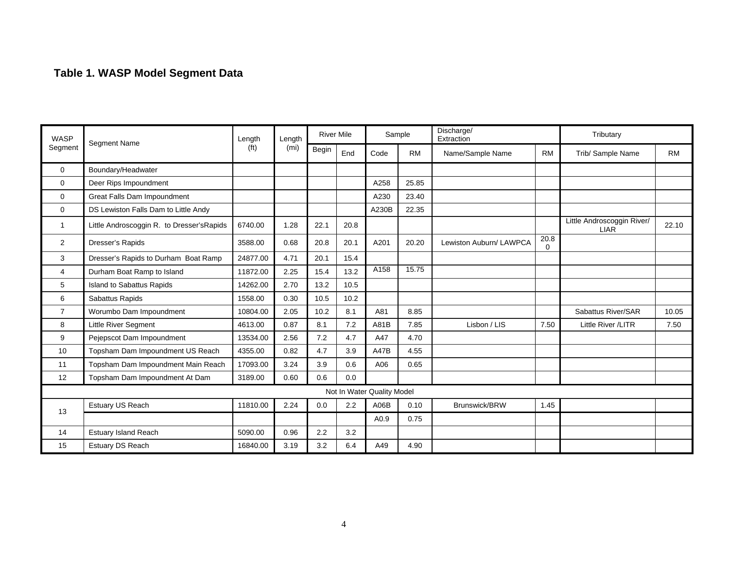## Table 1. WASP Model Segment Data

| WASP Segment | Segment Name | Length (ft) | Length (mi) | River Mile | | Sample | | Discharge/ Extraction | | Tributary | |
|---|---|---|---|---|---|---|---|---|---|---|---|
| | | | | Begin | End | Code | RM | Name/Sample Name | RM | Trib/ Sample Name | RM |
| 0 | Boundary/Headwater | | | | | | | | | | |
| 0 | Deer Rips Impoundment | | | | | A258 | 25.85 | | | | |
| 0 | Great Falls Dam Impoundment | | | | | A230 | 23.40 | | | | |
| 0 | DS Lewiston Falls Dam to Little Andy | | | | | A230B | 22.35 | | | | |
| 1 | Little Androscoggin R. to Dresser'sRapids | 6740.00 | 1.28 | 22.1 | 20.8 | | | | | Little Androscoggin River/ LIAR | 22.10 |
| 2 | Dresser's Rapids | 3588.00 | 0.68 | 20.8 | 20.1 | A201 | 20.20 | Lewiston Auburn/ LAWPCA | 20.80 | | |
| 3 | Dresser's Rapids to Durham Boat Ramp | 24877.00 | 4.71 | 20.1 | 15.4 | | | | | | |
| 4 | Durham Boat Ramp to Island | 11872.00 | 2.25 | 15.4 | 13.2 | A158 | 15.75 | | | | |
| 5 | Island to Sabattus Rapids | 14262.00 | 2.70 | 13.2 | 10.5 | | | | | | |
| 6 | Sabattus Rapids | 1558.00 | 0.30 | 10.5 | 10.2 | | | | | | |
| 7 | Worumbo Dam Impoundment | 10804.00 | 2.05 | 10.2 | 8.1 | A81 | 8.85 | | | Sabattus River/SAR | 10.05 |
| 8 | Little River Segment | 4613.00 | 0.87 | 8.1 | 7.2 | A81B | 7.85 | Lisbon / LIS | 7.50 | Little River /LITR | 7.50 |
| 9 | Pejepscot Dam Impoundment | 13534.00 | 2.56 | 7.2 | 4.7 | A47 | 4.70 | | | | |
| 10 | Topsham Dam Impoundment US Reach | 4355.00 | 0.82 | 4.7 | 3.9 | A47B | 4.55 | | | | |
| 11 | Topsham Dam Impoundment Main Reach | 17093.00 | 3.24 | 3.9 | 0.6 | A06 | 0.65 | | | | |
| 12 | Topsham Dam Impoundment At Dam | 3189.00 | 0.60 | 0.6 | 0.0 | | | | | | |
| Not In Water Quality Model | | | | | | | | | | | |
| 13 | Estuary US Reach | 11810.00 | 2.24 | 0.0 | 2.2 | A06B | 0.10 | Brunswick/BRW | 1.45 | | |
| | | | | | | A0.9 | 0.75 | | | | |
| 14 | Estuary Island Reach | 5090.00 | 0.96 | 2.2 | 3.2 | | | | | | |
| 15 | Estuary DS Reach | 16840.00 | 3.19 | 3.2 | 6.4 | A49 | 4.90 | | | | |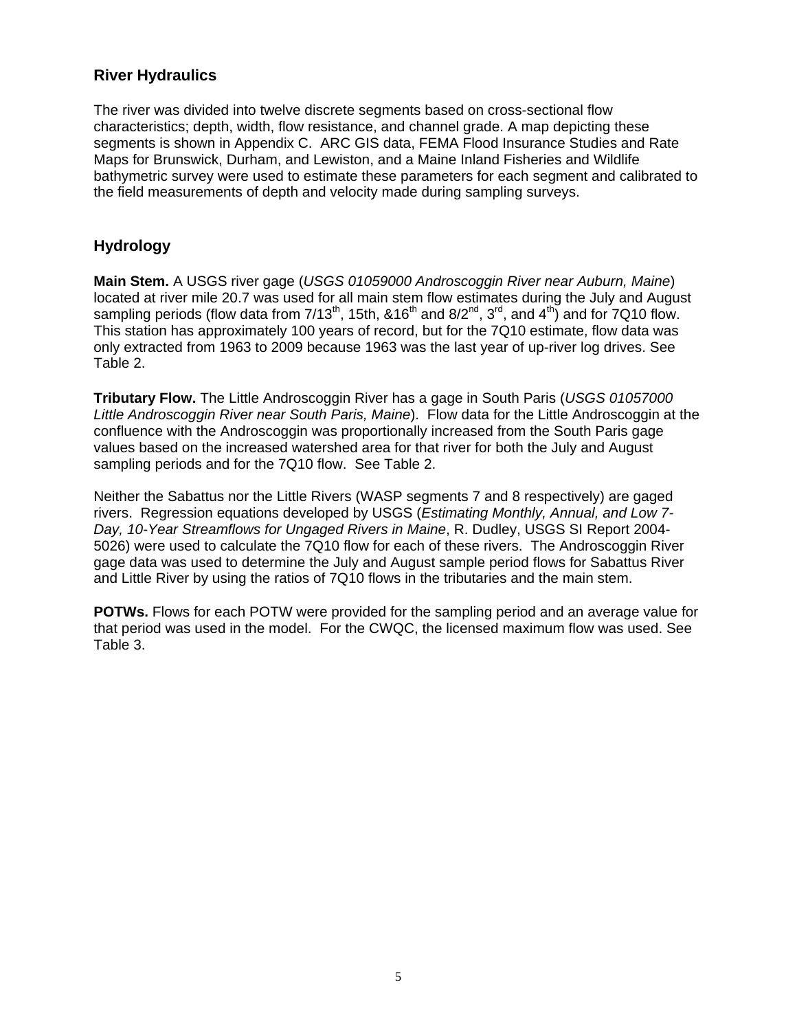## River Hydraulics

The river was divided into twelve discrete segments based on cross-sectional flow characteristics; depth, width, flow resistance, and channel grade. A map depicting these segments is shown in Appendix C. ARC GIS data, FEMA Flood Insurance Studies and Rate Maps for Brunswick, Durham, and Lewiston, and a Maine Inland Fisheries and Wildlife bathymetric survey were used to estimate these parameters for each segment and calibrated to the field measurements of depth and velocity made during sampling surveys.

## Hydrology

**Main Stem.** A USGS river gage (*USGS 01059000 Androscoggin River near Auburn, Maine*) located at river mile 20.7 was used for all main stem flow estimates during the July and August sampling periods (flow data from 7/13th, 15th, &16th and 8/2nd, 3rd, and 4th) and for 7Q10 flow. This station has approximately 100 years of record, but for the 7Q10 estimate, flow data was only extracted from 1963 to 2009 because 1963 was the last year of up-river log drives. See Table 2.

**Tributary Flow.** The Little Androscoggin River has a gage in South Paris (*USGS 01057000 Little Androscoggin River near South Paris, Maine*). Flow data for the Little Androscoggin at the confluence with the Androscoggin was proportionally increased from the South Paris gage values based on the increased watershed area for that river for both the July and August sampling periods and for the 7Q10 flow. See Table 2.

Neither the Sabattus nor the Little Rivers (WASP segments 7 and 8 respectively) are gaged rivers. Regression equations developed by USGS (*Estimating Monthly, Annual, and Low 7-Day, 10-Year Streamflows for Ungaged Rivers in Maine*, R. Dudley, USGS SI Report 2004-5026) were used to calculate the 7Q10 flow for each of these rivers. The Androscoggin River gage data was used to determine the July and August sample period flows for Sabattus River and Little River by using the ratios of 7Q10 flows in the tributaries and the main stem.

**POTWs.** Flows for each POTW were provided for the sampling period and an average value for that period was used in the model. For the CWQC, the licensed maximum flow was used. See Table 3.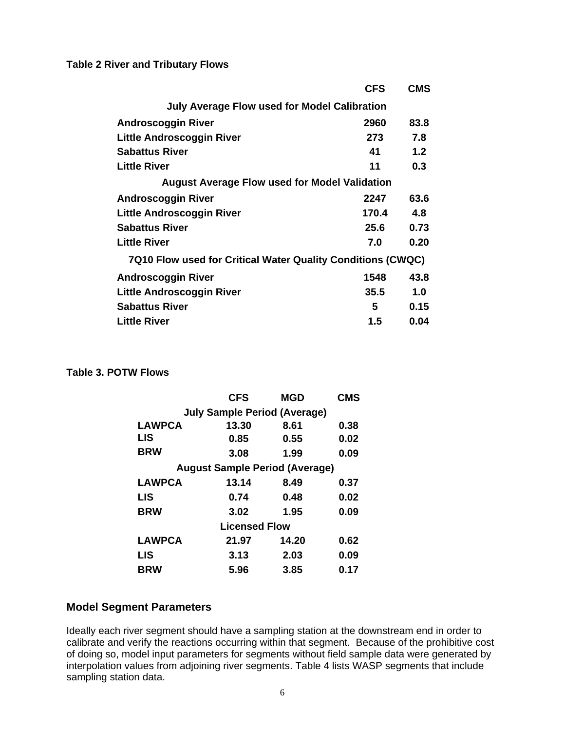**Table 2 River and Tributary Flows**

| | CFS | CMS |
|---|---|---|
| **July Average Flow used for Model Calibration** | | |
| Androscoggin River | 2960 | 83.8 |
| Little Androscoggin River | 273 | 7.8 |
| Sabattus River | 41 | 1.2 |
| Little River | 11 | 0.3 |
| **August Average Flow used for Model Validation** | | |
| Androscoggin River | 2247 | 63.6 |
| Little Androscoggin River | 170.4 | 4.8 |
| Sabattus River | 25.6 | 0.73 |
| Little River | 7.0 | 0.20 |
| **7Q10 Flow used for Critical Water Quality Conditions (CWQC)** | | |
| Androscoggin River | 1548 | 43.8 |
| Little Androscoggin River | 35.5 | 1.0 |
| Sabattus River | 5 | 0.15 |
| Little River | 1.5 | 0.04 |

**Table 3. POTW Flows**

| | CFS | MGD | CMS |
|---|---|---|---|
| **July Sample Period (Average)** | | | |
| LAWPCA | 13.30 | 8.61 | 0.38 |
| LIS | 0.85 | 0.55 | 0.02 |
| BRW | 3.08 | 1.99 | 0.09 |
| **August Sample Period (Average)** | | | |
| LAWPCA | 13.14 | 8.49 | 0.37 |
| LIS | 0.74 | 0.48 | 0.02 |
| BRW | 3.02 | 1.95 | 0.09 |
| **Licensed Flow** | | | |
| LAWPCA | 21.97 | 14.20 | 0.62 |
| LIS | 3.13 | 2.03 | 0.09 |
| BRW | 5.96 | 3.85 | 0.17 |

## Model Segment Parameters

Ideally each river segment should have a sampling station at the downstream end in order to calibrate and verify the reactions occurring within that segment. Because of the prohibitive cost of doing so, model input parameters for segments without field sample data were generated by interpolation values from adjoining river segments. Table 4 lists WASP segments that include sampling station data.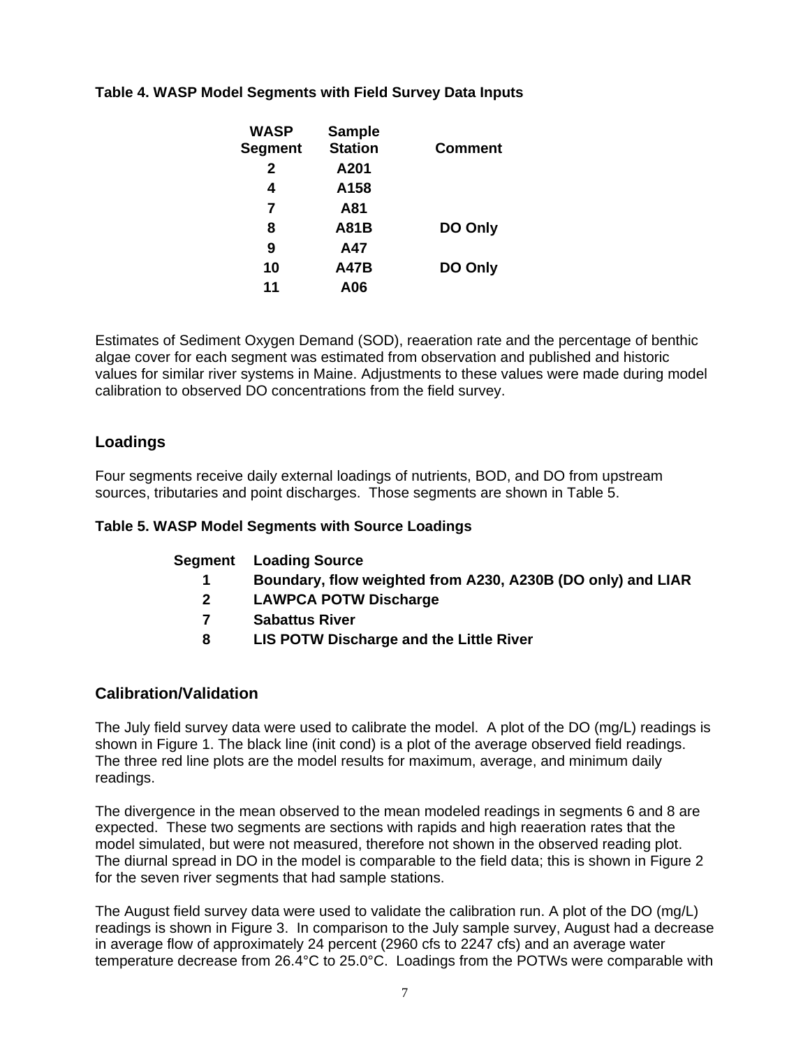**Table 4. WASP Model Segments with Field Survey Data Inputs**

| WASP Segment | Sample Station | Comment |
|---|---|---|
| 2 | A201 | |
| 4 | A158 | |
| 7 | A81 | |
| 8 | A81B | DO Only |
| 9 | A47 | |
| 10 | A47B | DO Only |
| 11 | A06 | |

Estimates of Sediment Oxygen Demand (SOD), reaeration rate and the percentage of benthic algae cover for each segment was estimated from observation and published and historic values for similar river systems in Maine. Adjustments to these values were made during model calibration to observed DO concentrations from the field survey.

## Loadings

Four segments receive daily external loadings of nutrients, BOD, and DO from upstream sources, tributaries and point discharges. Those segments are shown in Table 5.

**Table 5. WASP Model Segments with Source Loadings**

| Segment | Loading Source |
|---|---|
| 1 | Boundary, flow weighted from A230, A230B (DO only) and LIAR |
| 2 | LAWPCA POTW Discharge |
| 7 | Sabattus River |
| 8 | LIS POTW Discharge and the Little River |

## Calibration/Validation

The July field survey data were used to calibrate the model. A plot of the DO (mg/L) readings is shown in Figure 1. The black line (init cond) is a plot of the average observed field readings. The three red line plots are the model results for maximum, average, and minimum daily readings.

The divergence in the mean observed to the mean modeled readings in segments 6 and 8 are expected. These two segments are sections with rapids and high reaeration rates that the model simulated, but were not measured, therefore not shown in the observed reading plot. The diurnal spread in DO in the model is comparable to the field data; this is shown in Figure 2 for the seven river segments that had sample stations.

The August field survey data were used to validate the calibration run. A plot of the DO (mg/L) readings is shown in Figure 3. In comparison to the July sample survey, August had a decrease in average flow of approximately 24 percent (2960 cfs to 2247 cfs) and an average water temperature decrease from 26.4°C to 25.0°C. Loadings from the POTWs were comparable with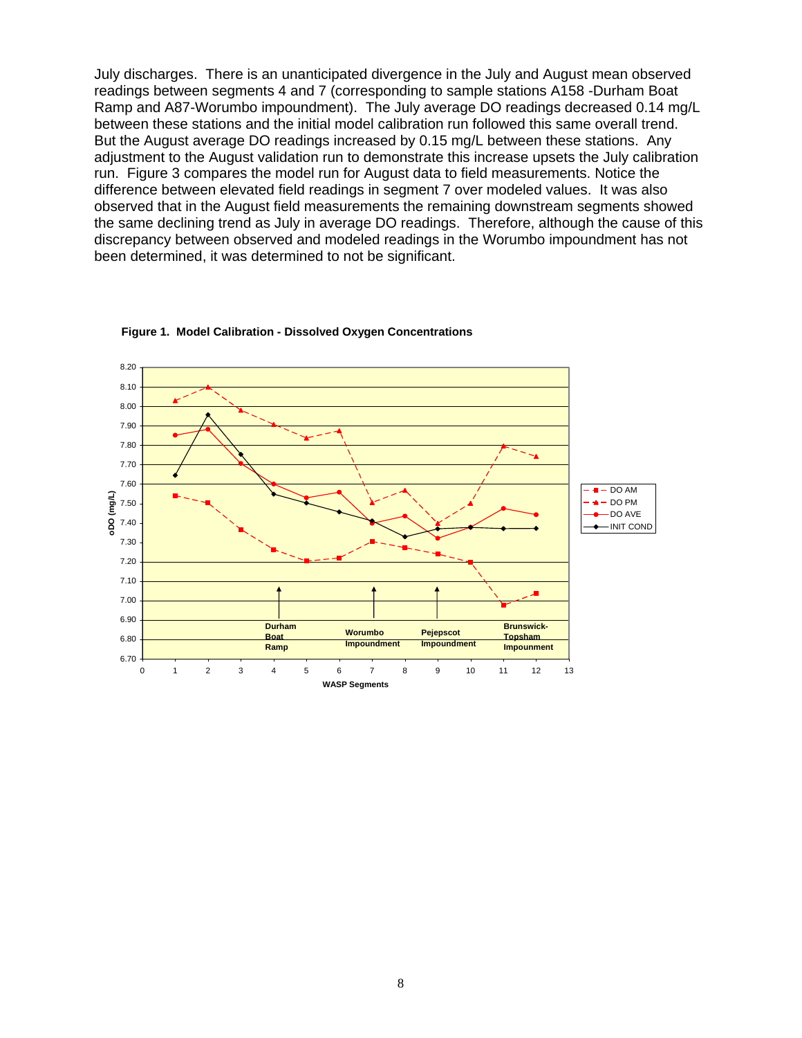July discharges. There is an unanticipated divergence in the July and August mean observed readings between segments 4 and 7 (corresponding to sample stations A158 -Durham Boat Ramp and A87-Worumbo impoundment). The July average DO readings decreased 0.14 mg/L between these stations and the initial model calibration run followed this same overall trend. But the August average DO readings increased by 0.15 mg/L between these stations. Any adjustment to the August validation run to demonstrate this increase upsets the July calibration run. Figure 3 compares the model run for August data to field measurements. Notice the difference between elevated field readings in segment 7 over modeled values. It was also observed that in the August field measurements the remaining downstream segments showed the same declining trend as July in average DO readings. Therefore, although the cause of this discrepancy between observed and modeled readings in the Worumbo impoundment has not been determined, it was determined to not be significant.

**Figure 1. Model Calibration - Dissolved Oxygen Concentrations**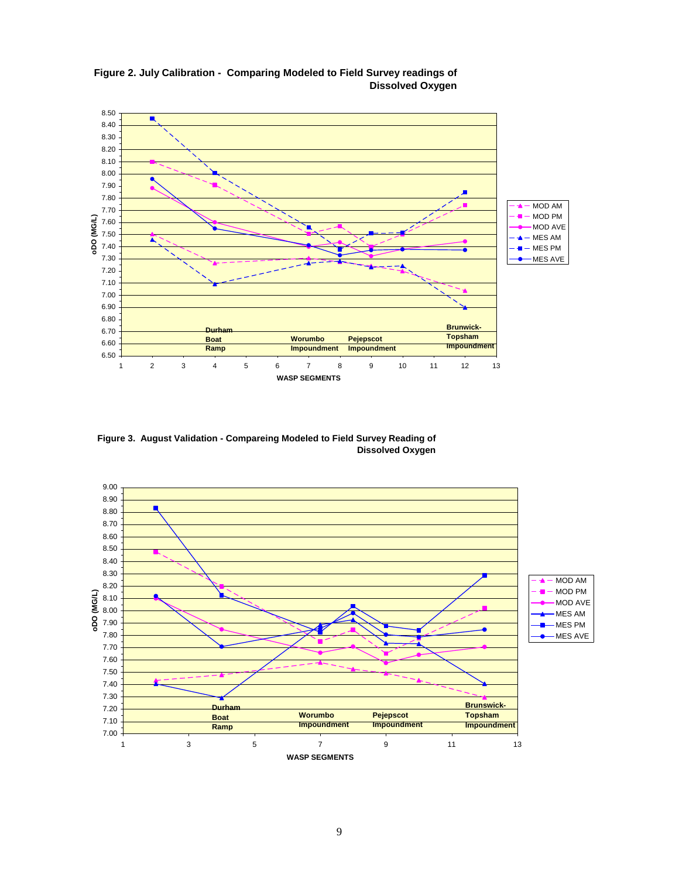**Figure 2. July Calibration - Comparing Modeled to Field Survey readings of Dissolved Oxygen**

**Figure 3. August Validation - Compareing Modeled to Field Survey Reading of Dissolved Oxygen**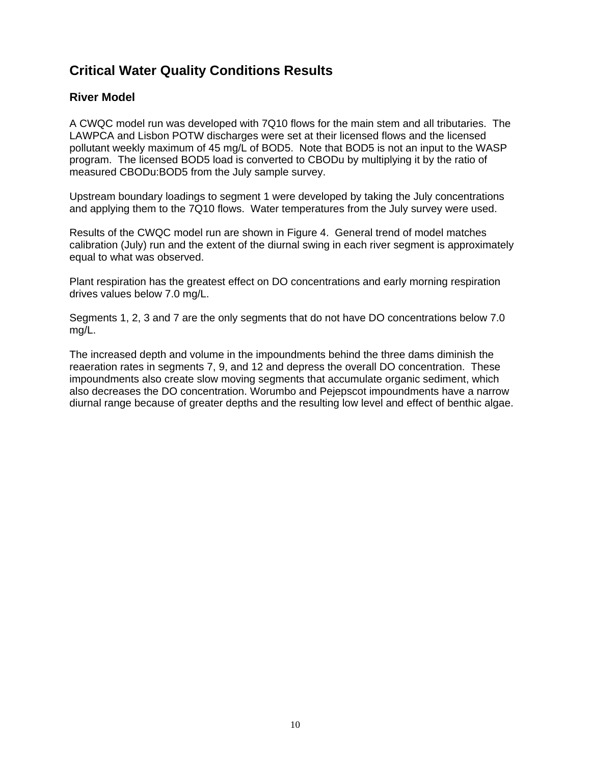## Critical Water Quality Conditions Results

### River Model

A CWQC model run was developed with 7Q10 flows for the main stem and all tributaries. The LAWPCA and Lisbon POTW discharges were set at their licensed flows and the licensed pollutant weekly maximum of 45 mg/L of BOD5. Note that BOD5 is not an input to the WASP program. The licensed BOD5 load is converted to CBODu by multiplying it by the ratio of measured CBODu:BOD5 from the July sample survey.

Upstream boundary loadings to segment 1 were developed by taking the July concentrations and applying them to the 7Q10 flows. Water temperatures from the July survey were used.

Results of the CWQC model run are shown in Figure 4. General trend of model matches calibration (July) run and the extent of the diurnal swing in each river segment is approximately equal to what was observed.

Plant respiration has the greatest effect on DO concentrations and early morning respiration drives values below 7.0 mg/L.

Segments 1, 2, 3 and 7 are the only segments that do not have DO concentrations below 7.0 mg/L.

The increased depth and volume in the impoundments behind the three dams diminish the reaeration rates in segments 7, 9, and 12 and depress the overall DO concentration. These impoundments also create slow moving segments that accumulate organic sediment, which also decreases the DO concentration. Worumbo and Pejepscot impoundments have a narrow diurnal range because of greater depths and the resulting low level and effect of benthic algae.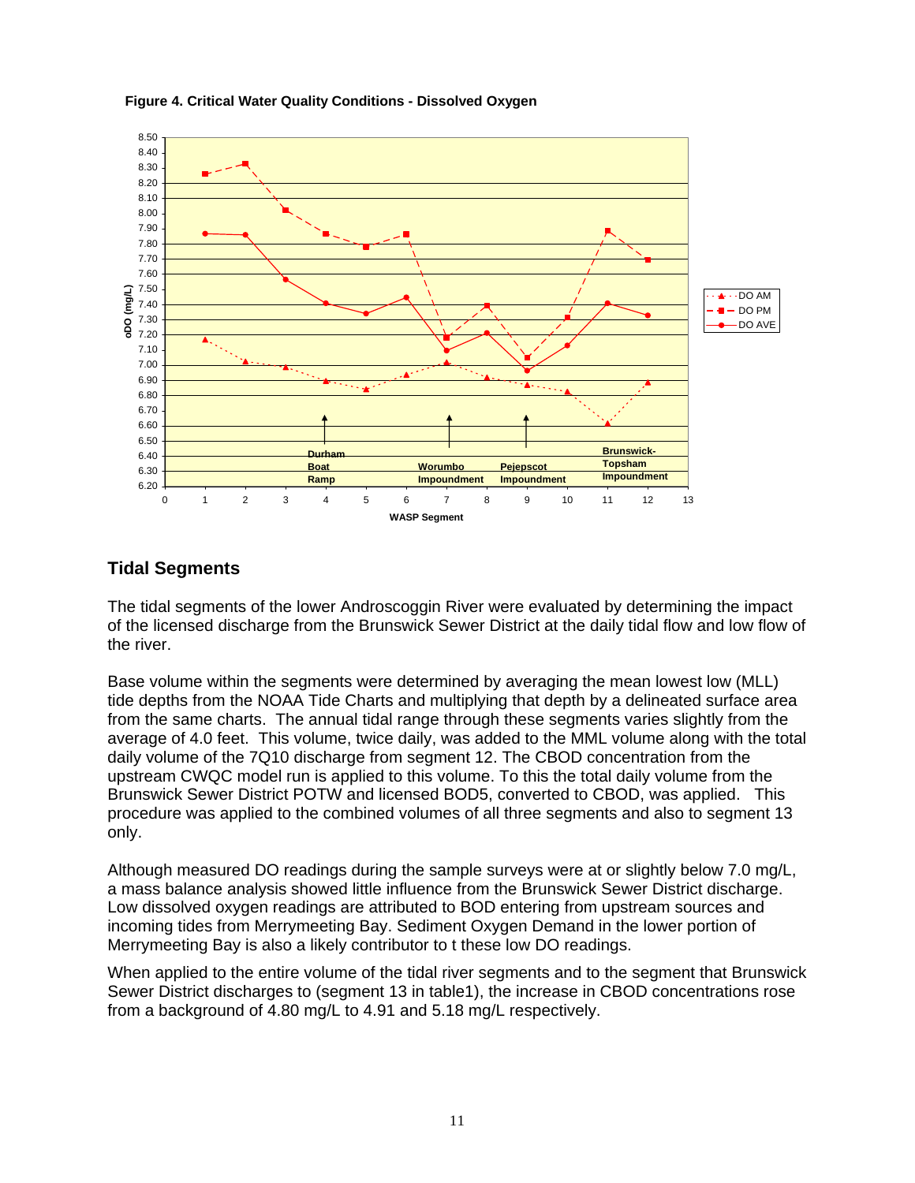**Figure 4. Critical Water Quality Conditions - Dissolved Oxygen**

## Tidal Segments

The tidal segments of the lower Androscoggin River were evaluated by determining the impact of the licensed discharge from the Brunswick Sewer District at the daily tidal flow and low flow of the river.

Base volume within the segments were determined by averaging the mean lowest low (MLL) tide depths from the NOAA Tide Charts and multiplying that depth by a delineated surface area from the same charts. The annual tidal range through these segments varies slightly from the average of 4.0 feet. This volume, twice daily, was added to the MML volume along with the total daily volume of the 7Q10 discharge from segment 12. The CBOD concentration from the upstream CWQC model run is applied to this volume. To this the total daily volume from the Brunswick Sewer District POTW and licensed BOD5, converted to CBOD, was applied. This procedure was applied to the combined volumes of all three segments and also to segment 13 only.

Although measured DO readings during the sample surveys were at or slightly below 7.0 mg/L, a mass balance analysis showed little influence from the Brunswick Sewer District discharge. Low dissolved oxygen readings are attributed to BOD entering from upstream sources and incoming tides from Merrymeeting Bay. Sediment Oxygen Demand in the lower portion of Merrymeeting Bay is also a likely contributor to t these low DO readings.

When applied to the entire volume of the tidal river segments and to the segment that Brunswick Sewer District discharges to (segment 13 in table1), the increase in CBOD concentrations rose from a background of 4.80 mg/L to 4.91 and 5.18 mg/L respectively.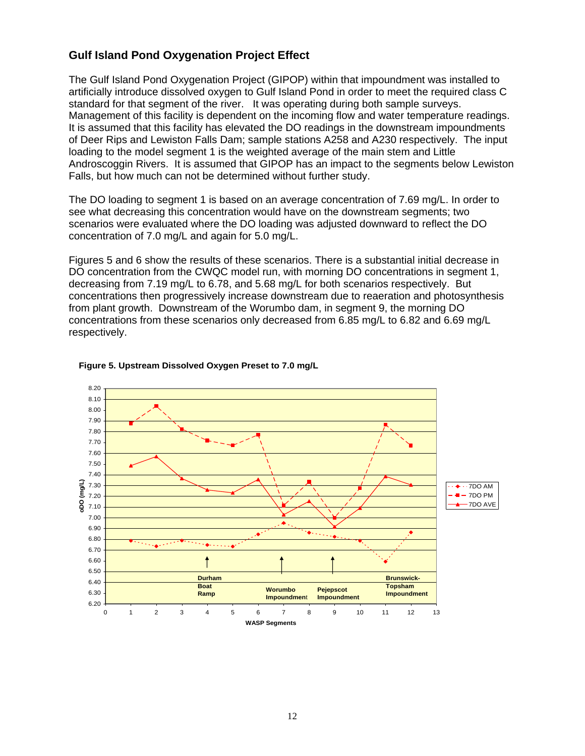## Gulf Island Pond Oxygenation Project Effect

The Gulf Island Pond Oxygenation Project (GIPOP) within that impoundment was installed to artificially introduce dissolved oxygen to Gulf Island Pond in order to meet the required class C standard for that segment of the river. It was operating during both sample surveys. Management of this facility is dependent on the incoming flow and water temperature readings. It is assumed that this facility has elevated the DO readings in the downstream impoundments of Deer Rips and Lewiston Falls Dam; sample stations A258 and A230 respectively. The input loading to the model segment 1 is the weighted average of the main stem and Little Androscoggin Rivers. It is assumed that GIPOP has an impact to the segments below Lewiston Falls, but how much can not be determined without further study.

The DO loading to segment 1 is based on an average concentration of 7.69 mg/L. In order to see what decreasing this concentration would have on the downstream segments; two scenarios were evaluated where the DO loading was adjusted downward to reflect the DO concentration of 7.0 mg/L and again for 5.0 mg/L.

Figures 5 and 6 show the results of these scenarios. There is a substantial initial decrease in DO concentration from the CWQC model run, with morning DO concentrations in segment 1, decreasing from 7.19 mg/L to 6.78, and 5.68 mg/L for both scenarios respectively. But concentrations then progressively increase downstream due to reaeration and photosynthesis from plant growth. Downstream of the Worumbo dam, in segment 9, the morning DO concentrations from these scenarios only decreased from 6.85 mg/L to 6.82 and 6.69 mg/L respectively.

**Figure 5. Upstream Dissolved Oxygen Preset to 7.0 mg/L**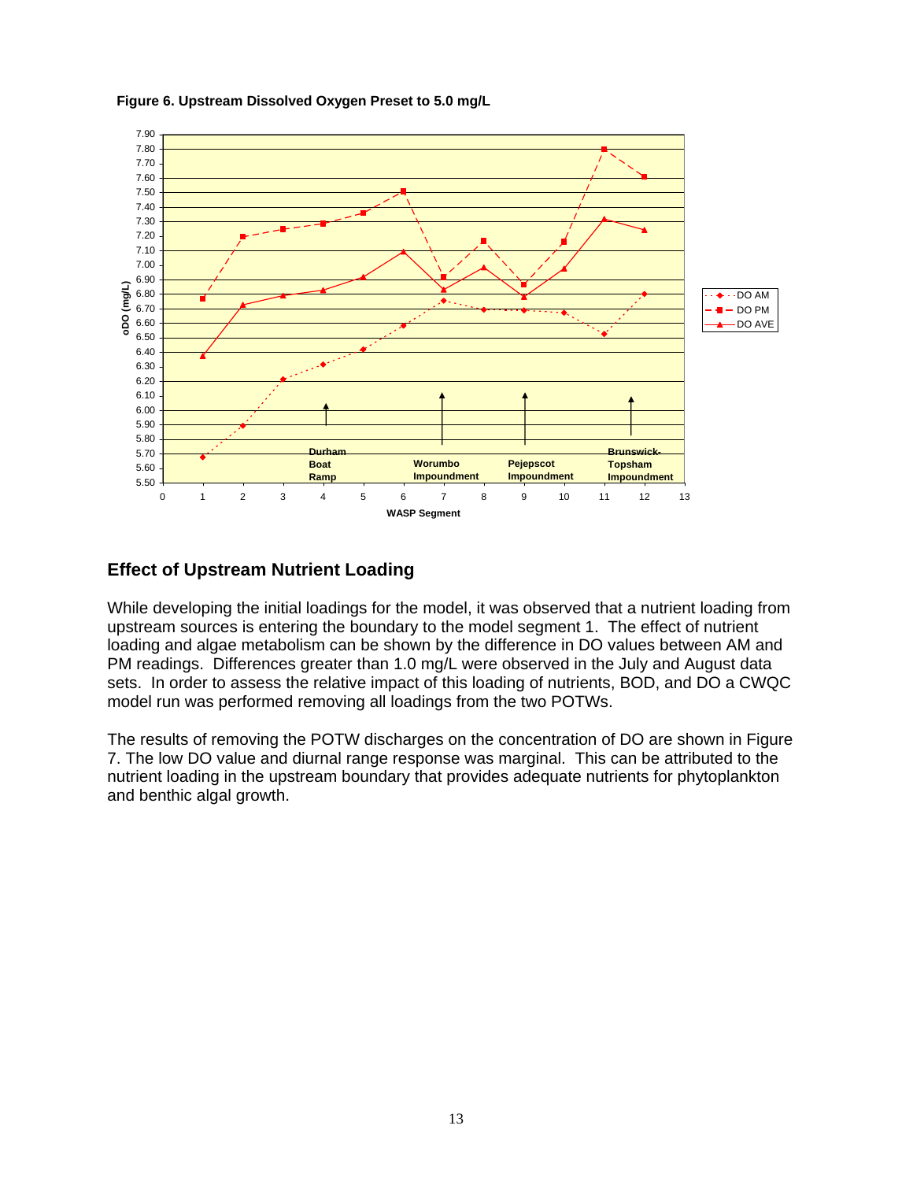**Figure 6. Upstream Dissolved Oxygen Preset to 5.0 mg/L**

## Effect of Upstream Nutrient Loading

While developing the initial loadings for the model, it was observed that a nutrient loading from upstream sources is entering the boundary to the model segment 1. The effect of nutrient loading and algae metabolism can be shown by the difference in DO values between AM and PM readings. Differences greater than 1.0 mg/L were observed in the July and August data sets. In order to assess the relative impact of this loading of nutrients, BOD, and DO a CWQC model run was performed removing all loadings from the two POTWs.

The results of removing the POTW discharges on the concentration of DO are shown in Figure 7. The low DO value and diurnal range response was marginal. This can be attributed to the nutrient loading in the upstream boundary that provides adequate nutrients for phytoplankton and benthic algal growth.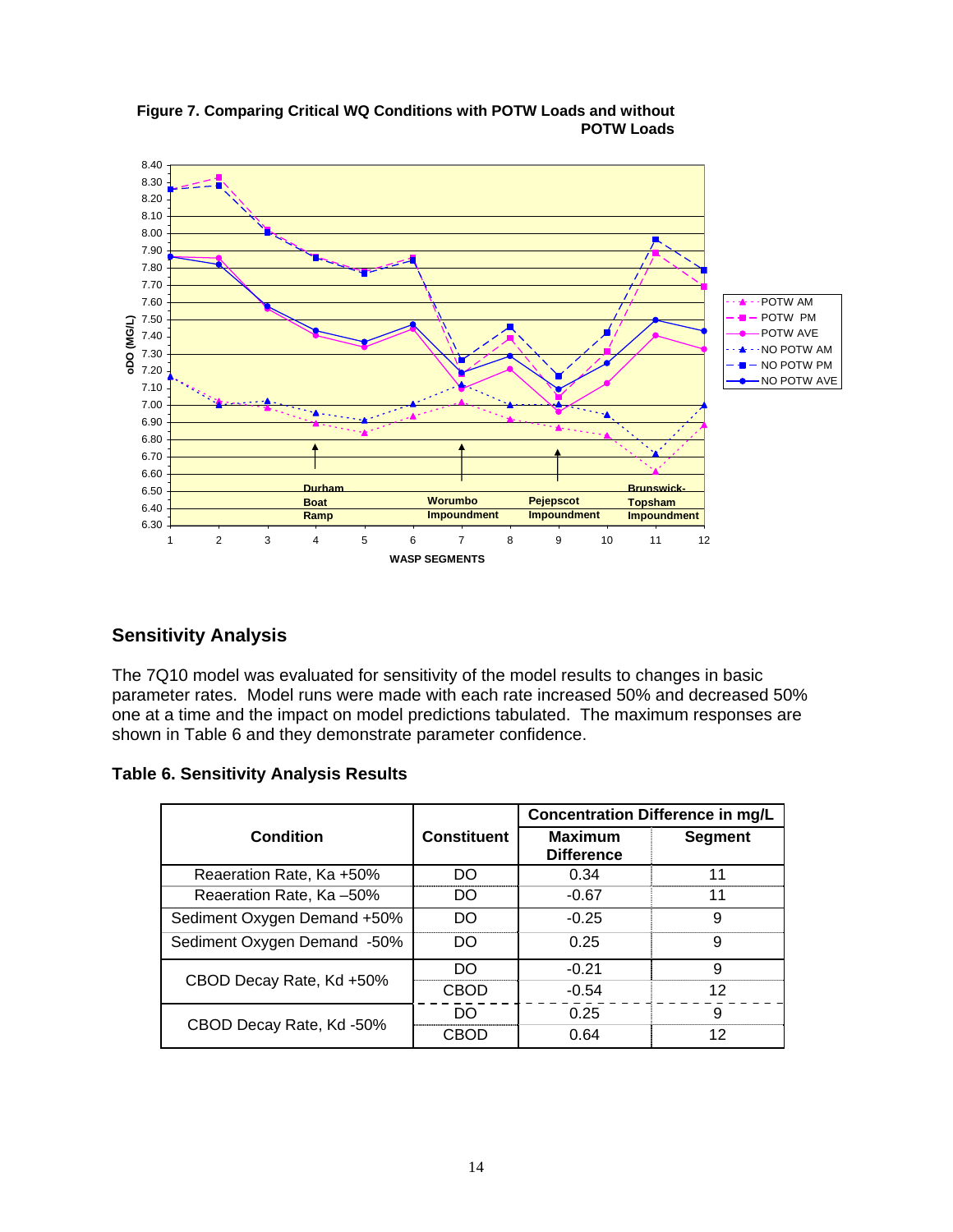**Figure 7. Comparing Critical WQ Conditions with POTW Loads and without POTW Loads**

## Sensitivity Analysis

The 7Q10 model was evaluated for sensitivity of the model results to changes in basic parameter rates. Model runs were made with each rate increased 50% and decreased 50% one at a time and the impact on model predictions tabulated. The maximum responses are shown in Table 6 and they demonstrate parameter confidence.

**Table 6. Sensitivity Analysis Results**

| Condition | Constituent | Concentration Difference in mg/L | |
|---|---|---|---|
| | | Maximum Difference | Segment |
| Reaeration Rate, Ka +50% | DO | 0.34 | 11 |
| Reaeration Rate, Ka –50% | DO | -0.67 | 11 |
| Sediment Oxygen Demand +50% | DO | -0.25 | 9 |
| Sediment Oxygen Demand -50% | DO | 0.25 | 9 |
| CBOD Decay Rate, Kd +50% | DO | -0.21 | 9 |
| | CBOD | -0.54 | 12 |
| CBOD Decay Rate, Kd -50% | DO | 0.25 | 9 |
| | CBOD | 0.64 | 12 |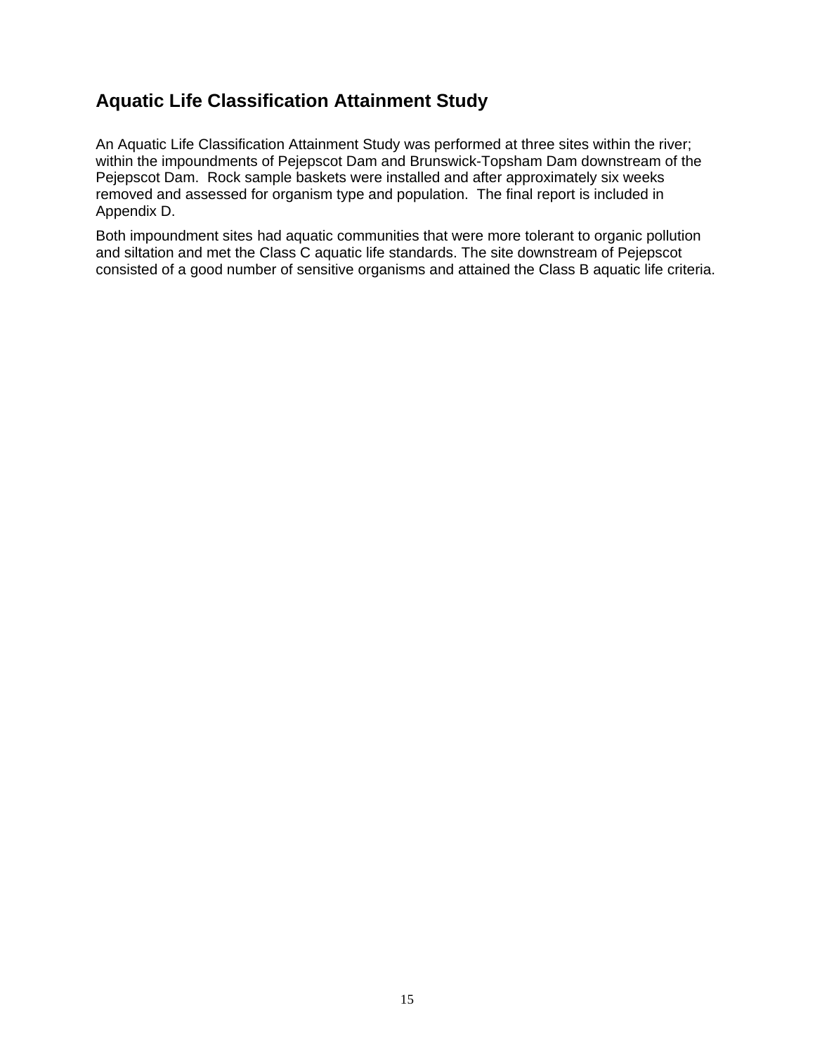## Aquatic Life Classification Attainment Study

An Aquatic Life Classification Attainment Study was performed at three sites within the river; within the impoundments of Pejepscot Dam and Brunswick-Topsham Dam downstream of the Pejepscot Dam. Rock sample baskets were installed and after approximately six weeks removed and assessed for organism type and population. The final report is included in Appendix D.

Both impoundment sites had aquatic communities that were more tolerant to organic pollution and siltation and met the Class C aquatic life standards. The site downstream of Pejepscot consisted of a good number of sensitive organisms and attained the Class B aquatic life criteria.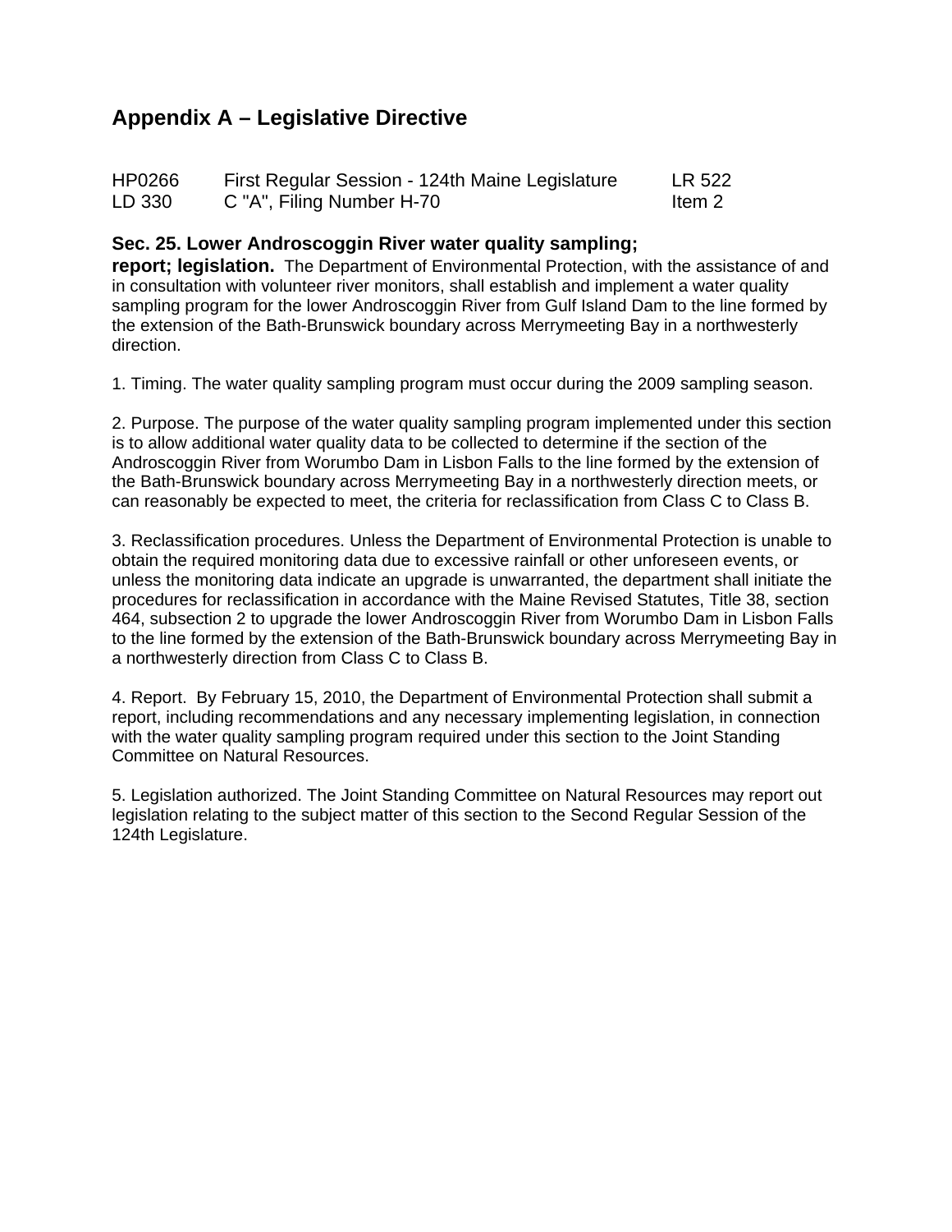# Appendix A – Legislative Directive

| HP0266 | First Regular Session - 124th Maine Legislature | LR 522 |
|---|---|---|
| LD 330 | C "A", Filing Number H-70 | Item 2 |

**Sec. 25. Lower Androscoggin River water quality sampling; report; legislation.** The Department of Environmental Protection, with the assistance of and in consultation with volunteer river monitors, shall establish and implement a water quality sampling program for the lower Androscoggin River from Gulf Island Dam to the line formed by the extension of the Bath-Brunswick boundary across Merrymeeting Bay in a northwesterly direction.

1. Timing. The water quality sampling program must occur during the 2009 sampling season.

2. Purpose. The purpose of the water quality sampling program implemented under this section is to allow additional water quality data to be collected to determine if the section of the Androscoggin River from Worumbo Dam in Lisbon Falls to the line formed by the extension of the Bath-Brunswick boundary across Merrymeeting Bay in a northwesterly direction meets, or can reasonably be expected to meet, the criteria for reclassification from Class C to Class B.

3. Reclassification procedures. Unless the Department of Environmental Protection is unable to obtain the required monitoring data due to excessive rainfall or other unforeseen events, or unless the monitoring data indicate an upgrade is unwarranted, the department shall initiate the procedures for reclassification in accordance with the Maine Revised Statutes, Title 38, section 464, subsection 2 to upgrade the lower Androscoggin River from Worumbo Dam in Lisbon Falls to the line formed by the extension of the Bath-Brunswick boundary across Merrymeeting Bay in a northwesterly direction from Class C to Class B.

4. Report. By February 15, 2010, the Department of Environmental Protection shall submit a report, including recommendations and any necessary implementing legislation, in connection with the water quality sampling program required under this section to the Joint Standing Committee on Natural Resources.

5. Legislation authorized. The Joint Standing Committee on Natural Resources may report out legislation relating to the subject matter of this section to the Second Regular Session of the 124th Legislature.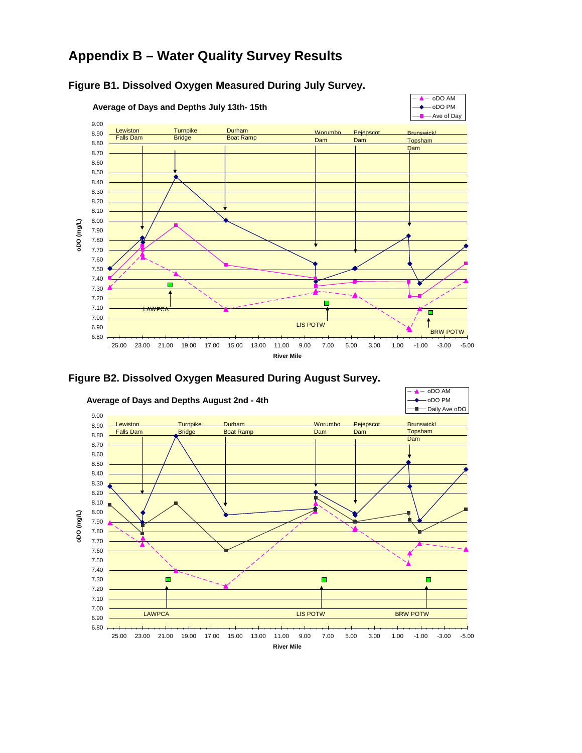# Appendix B – Water Quality Survey Results

## Figure B1. Dissolved Oxygen Measured During July Survey.

Average of Days and Depths July 13th- 15th

oDO AM
oDO PM
Ave of Day

Lewiston Falls Dam
Turnpike Bridge
Durham Boat Ramp
Worumbo Dam
Pejepscot Dam
Brunswick/ Topsham Dam

LAWPCA
LIS POTW
BRW POTW

oDO (mg/L)

River Mile

## Figure B2. Dissolved Oxygen Measured During August Survey.

Average of Days and Depths August 2nd - 4th

oDO AM
oDO PM
Daily Ave oDO

Lewiston Falls Dam
Turnpike Bridge
Durham Boat Ramp
Worumbo Dam
Pejepscot Dam
Brunswick/ Topsham Dam

LAWPCA
LIS POTW
BRW POTW

oDO (mg/L)

River Mile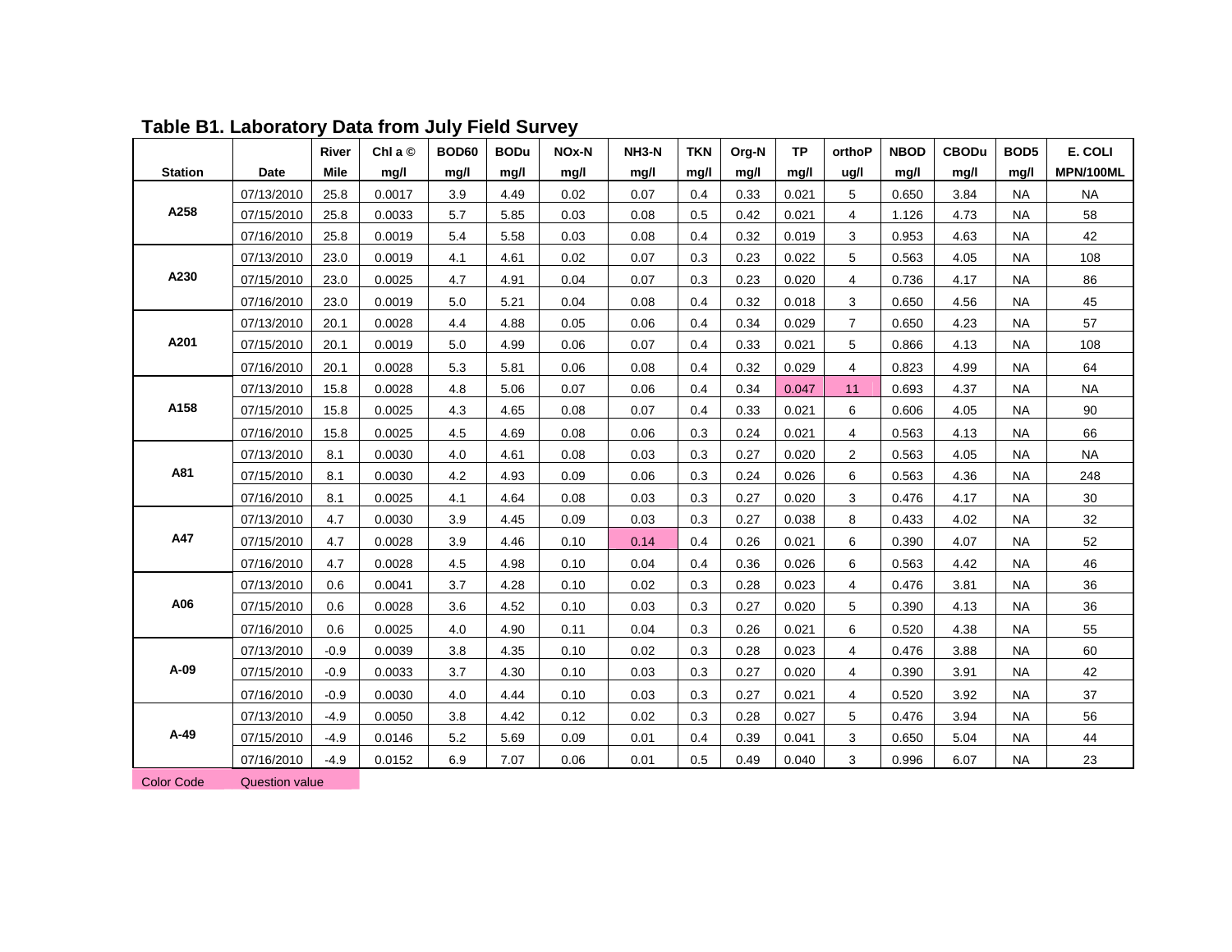## Table B1. Laboratory Data from July Field Survey

| Station | Date | River Mile | Chl a © mg/l | BOD60 mg/l | BODu mg/l | NOx-N mg/l | NH3-N mg/l | TKN mg/l | Org-N mg/l | TP mg/l | orthoP ug/l | NBOD mg/l | CBODu mg/l | BOD5 mg/l | E. COLI MPN/100ML |
|---|---|---|---|---|---|---|---|---|---|---|---|---|---|---|---|
| A258 | 07/13/2010 | 25.8 | 0.0017 | 3.9 | 4.49 | 0.02 | 0.07 | 0.4 | 0.33 | 0.021 | 5 | 0.650 | 3.84 | NA | NA |
| | 07/15/2010 | 25.8 | 0.0033 | 5.7 | 5.85 | 0.03 | 0.08 | 0.5 | 0.42 | 0.021 | 4 | 1.126 | 4.73 | NA | 58 |
| | 07/16/2010 | 25.8 | 0.0019 | 5.4 | 5.58 | 0.03 | 0.08 | 0.4 | 0.32 | 0.019 | 3 | 0.953 | 4.63 | NA | 42 |
| A230 | 07/13/2010 | 23.0 | 0.0019 | 4.1 | 4.61 | 0.02 | 0.07 | 0.3 | 0.23 | 0.022 | 5 | 0.563 | 4.05 | NA | 108 |
| | 07/15/2010 | 23.0 | 0.0025 | 4.7 | 4.91 | 0.04 | 0.07 | 0.3 | 0.23 | 0.020 | 4 | 0.736 | 4.17 | NA | 86 |
| | 07/16/2010 | 23.0 | 0.0019 | 5.0 | 5.21 | 0.04 | 0.08 | 0.4 | 0.32 | 0.018 | 3 | 0.650 | 4.56 | NA | 45 |
| A201 | 07/13/2010 | 20.1 | 0.0028 | 4.4 | 4.88 | 0.05 | 0.06 | 0.4 | 0.34 | 0.029 | 7 | 0.650 | 4.23 | NA | 57 |
| | 07/15/2010 | 20.1 | 0.0019 | 5.0 | 4.99 | 0.06 | 0.07 | 0.4 | 0.33 | 0.021 | 5 | 0.866 | 4.13 | NA | 108 |
| | 07/16/2010 | 20.1 | 0.0028 | 5.3 | 5.81 | 0.06 | 0.08 | 0.4 | 0.32 | 0.029 | 4 | 0.823 | 4.99 | NA | 64 |
| A158 | 07/13/2010 | 15.8 | 0.0028 | 4.8 | 5.06 | 0.07 | 0.06 | 0.4 | 0.34 | 0.047 | 11 | 0.693 | 4.37 | NA | NA |
| | 07/15/2010 | 15.8 | 0.0025 | 4.3 | 4.65 | 0.08 | 0.07 | 0.4 | 0.33 | 0.021 | 6 | 0.606 | 4.05 | NA | 90 |
| | 07/16/2010 | 15.8 | 0.0025 | 4.5 | 4.69 | 0.08 | 0.06 | 0.3 | 0.24 | 0.021 | 4 | 0.563 | 4.13 | NA | 66 |
| A81 | 07/13/2010 | 8.1 | 0.0030 | 4.0 | 4.61 | 0.08 | 0.03 | 0.3 | 0.27 | 0.020 | 2 | 0.563 | 4.05 | NA | NA |
| | 07/15/2010 | 8.1 | 0.0030 | 4.2 | 4.93 | 0.09 | 0.06 | 0.3 | 0.24 | 0.026 | 6 | 0.563 | 4.36 | NA | 248 |
| | 07/16/2010 | 8.1 | 0.0025 | 4.1 | 4.64 | 0.08 | 0.03 | 0.3 | 0.27 | 0.020 | 3 | 0.476 | 4.17 | NA | 30 |
| A47 | 07/13/2010 | 4.7 | 0.0030 | 3.9 | 4.45 | 0.09 | 0.03 | 0.3 | 0.27 | 0.038 | 8 | 0.433 | 4.02 | NA | 32 |
| | 07/15/2010 | 4.7 | 0.0028 | 3.9 | 4.46 | 0.10 | 0.14 | 0.4 | 0.26 | 0.021 | 6 | 0.390 | 4.07 | NA | 52 |
| | 07/16/2010 | 4.7 | 0.0028 | 4.5 | 4.98 | 0.10 | 0.04 | 0.4 | 0.36 | 0.026 | 6 | 0.563 | 4.42 | NA | 46 |
| A06 | 07/13/2010 | 0.6 | 0.0041 | 3.7 | 4.28 | 0.10 | 0.02 | 0.3 | 0.28 | 0.023 | 4 | 0.476 | 3.81 | NA | 36 |
| | 07/15/2010 | 0.6 | 0.0028 | 3.6 | 4.52 | 0.10 | 0.03 | 0.3 | 0.27 | 0.020 | 5 | 0.390 | 4.13 | NA | 36 |
| | 07/16/2010 | 0.6 | 0.0025 | 4.0 | 4.90 | 0.11 | 0.04 | 0.3 | 0.26 | 0.021 | 6 | 0.520 | 4.38 | NA | 55 |
| A-09 | 07/13/2010 | -0.9 | 0.0039 | 3.8 | 4.35 | 0.10 | 0.02 | 0.3 | 0.28 | 0.023 | 4 | 0.476 | 3.88 | NA | 60 |
| | 07/15/2010 | -0.9 | 0.0033 | 3.7 | 4.30 | 0.10 | 0.03 | 0.3 | 0.27 | 0.020 | 4 | 0.390 | 3.91 | NA | 42 |
| | 07/16/2010 | -0.9 | 0.0030 | 4.0 | 4.44 | 0.10 | 0.03 | 0.3 | 0.27 | 0.021 | 4 | 0.520 | 3.92 | NA | 37 |
| A-49 | 07/13/2010 | -4.9 | 0.0050 | 3.8 | 4.42 | 0.12 | 0.02 | 0.3 | 0.28 | 0.027 | 5 | 0.476 | 3.94 | NA | 56 |
| | 07/15/2010 | -4.9 | 0.0146 | 5.2 | 5.69 | 0.09 | 0.01 | 0.4 | 0.39 | 0.041 | 3 | 0.650 | 5.04 | NA | 44 |
| | 07/16/2010 | -4.9 | 0.0152 | 6.9 | 7.07 | 0.06 | 0.01 | 0.5 | 0.49 | 0.040 | 3 | 0.996 | 6.07 | NA | 23 |

Color Code: Question value (highlighted: A158 07/13/2010 TP 0.047 and orthoP 11; A47 07/15/2010 NH3-N 0.14)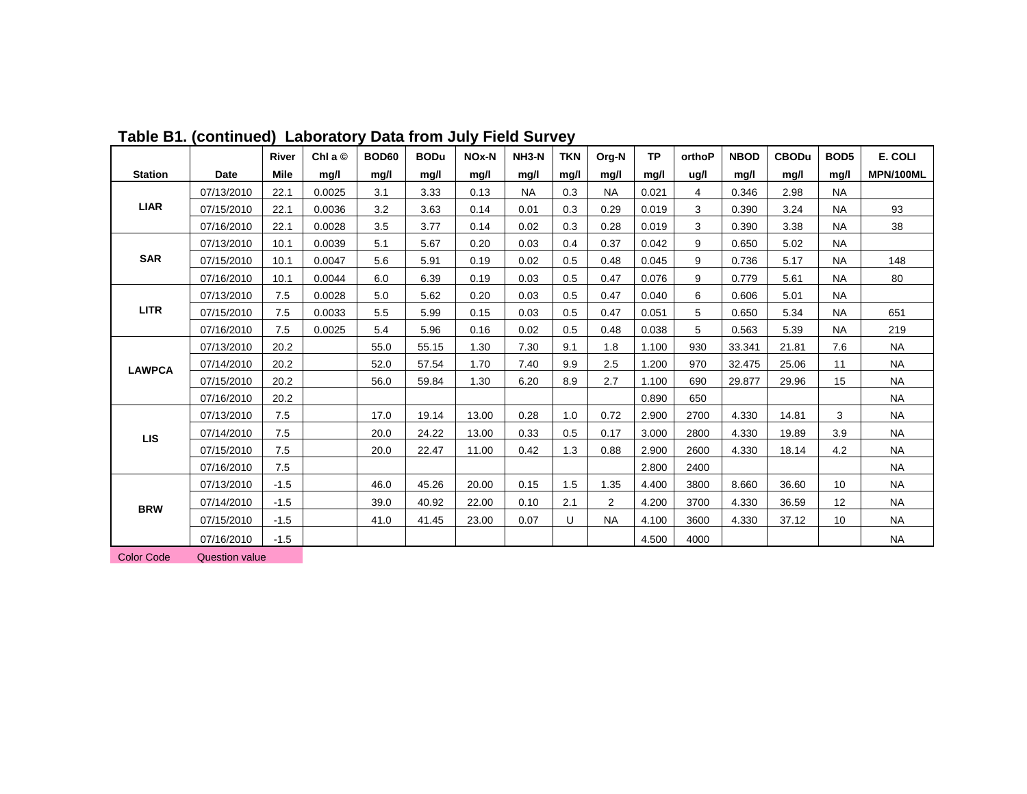**Table B1. (continued) Laboratory Data from July Field Survey**

| Station | Date | River Mile | Chl a © mg/l | BOD60 mg/l | BODu mg/l | NOx-N mg/l | NH3-N mg/l | TKN mg/l | Org-N mg/l | TP mg/l | orthoP ug/l | NBOD mg/l | CBODu mg/l | BOD5 mg/l | E. COLI MPN/100ML |
|---|---|---|---|---|---|---|---|---|---|---|---|---|---|---|---|
| LIAR | 07/13/2010 | 22.1 | 0.0025 | 3.1 | 3.33 | 0.13 | NA | 0.3 | NA | 0.021 | 4 | 0.346 | 2.98 | NA | |
| | 07/15/2010 | 22.1 | 0.0036 | 3.2 | 3.63 | 0.14 | 0.01 | 0.3 | 0.29 | 0.019 | 3 | 0.390 | 3.24 | NA | 93 |
| | 07/16/2010 | 22.1 | 0.0028 | 3.5 | 3.77 | 0.14 | 0.02 | 0.3 | 0.28 | 0.019 | 3 | 0.390 | 3.38 | NA | 38 |
| SAR | 07/13/2010 | 10.1 | 0.0039 | 5.1 | 5.67 | 0.20 | 0.03 | 0.4 | 0.37 | 0.042 | 9 | 0.650 | 5.02 | NA | |
| | 07/15/2010 | 10.1 | 0.0047 | 5.6 | 5.91 | 0.19 | 0.02 | 0.5 | 0.48 | 0.045 | 9 | 0.736 | 5.17 | NA | 148 |
| | 07/16/2010 | 10.1 | 0.0044 | 6.0 | 6.39 | 0.19 | 0.03 | 0.5 | 0.47 | 0.076 | 9 | 0.779 | 5.61 | NA | 80 |
| LITR | 07/13/2010 | 7.5 | 0.0028 | 5.0 | 5.62 | 0.20 | 0.03 | 0.5 | 0.47 | 0.040 | 6 | 0.606 | 5.01 | NA | |
| | 07/15/2010 | 7.5 | 0.0033 | 5.5 | 5.99 | 0.15 | 0.03 | 0.5 | 0.47 | 0.051 | 5 | 0.650 | 5.34 | NA | 651 |
| | 07/16/2010 | 7.5 | 0.0025 | 5.4 | 5.96 | 0.16 | 0.02 | 0.5 | 0.48 | 0.038 | 5 | 0.563 | 5.39 | NA | 219 |
| LAWPCA | 07/13/2010 | 20.2 | | 55.0 | 55.15 | 1.30 | 7.30 | 9.1 | 1.8 | 1.100 | 930 | 33.341 | 21.81 | 7.6 | NA |
| | 07/14/2010 | 20.2 | | 52.0 | 57.54 | 1.70 | 7.40 | 9.9 | 2.5 | 1.200 | 970 | 32.475 | 25.06 | 11 | NA |
| | 07/15/2010 | 20.2 | | 56.0 | 59.84 | 1.30 | 6.20 | 8.9 | 2.7 | 1.100 | 690 | 29.877 | 29.96 | 15 | NA |
| | 07/16/2010 | 20.2 | | | | | | | | 0.890 | 650 | | | | NA |
| LIS | 07/13/2010 | 7.5 | | 17.0 | 19.14 | 13.00 | 0.28 | 1.0 | 0.72 | 2.900 | 2700 | 4.330 | 14.81 | 3 | NA |
| | 07/14/2010 | 7.5 | | 20.0 | 24.22 | 13.00 | 0.33 | 0.5 | 0.17 | 3.000 | 2800 | 4.330 | 19.89 | 3.9 | NA |
| | 07/15/2010 | 7.5 | | 20.0 | 22.47 | 11.00 | 0.42 | 1.3 | 0.88 | 2.900 | 2600 | 4.330 | 18.14 | 4.2 | NA |
| | 07/16/2010 | 7.5 | | | | | | | | 2.800 | 2400 | | | | NA |
| BRW | 07/13/2010 | -1.5 | | 46.0 | 45.26 | 20.00 | 0.15 | 1.5 | 1.35 | 4.400 | 3800 | 8.660 | 36.60 | 10 | NA |
| | 07/14/2010 | -1.5 | | 39.0 | 40.92 | 22.00 | 0.10 | 2.1 | 2 | 4.200 | 3700 | 4.330 | 36.59 | 12 | NA |
| | 07/15/2010 | -1.5 | | 41.0 | 41.45 | 23.00 | 0.07 | U | NA | 4.100 | 3600 | 4.330 | 37.12 | 10 | NA |
| | 07/16/2010 | -1.5 | | | | | | | | 4.500 | 4000 | | | | NA |

Color Code: Question value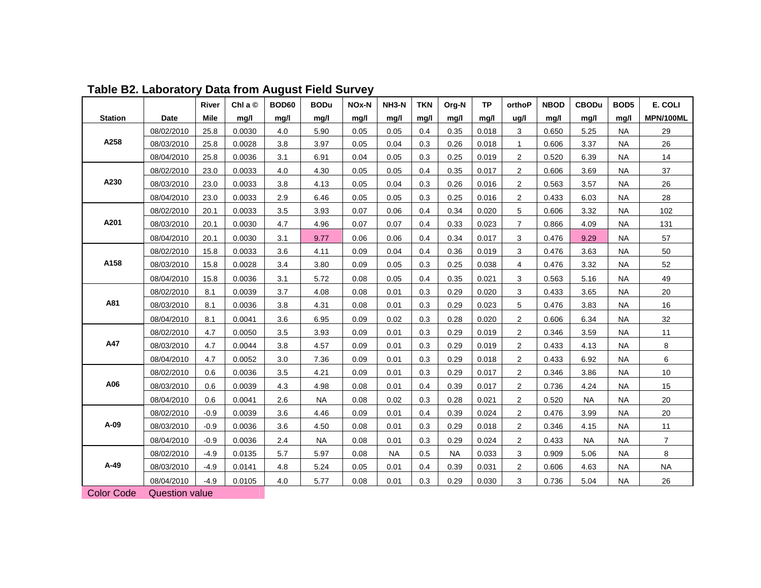## Table B2. Laboratory Data from August Field Survey

| Station | Date | River Mile | Chl a © mg/l | BOD60 mg/l | BODu mg/l | NOx-N mg/l | NH3-N mg/l | TKN mg/l | Org-N mg/l | TP mg/l | orthoP ug/l | NBOD mg/l | CBODu mg/l | BOD5 mg/l | E. COLI MPN/100ML |
|---|---|---|---|---|---|---|---|---|---|---|---|---|---|---|---|
| A258 | 08/02/2010 | 25.8 | 0.0030 | 4.0 | 5.90 | 0.05 | 0.05 | 0.4 | 0.35 | 0.018 | 3 | 0.650 | 5.25 | NA | 29 |
| | 08/03/2010 | 25.8 | 0.0028 | 3.8 | 3.97 | 0.05 | 0.04 | 0.3 | 0.26 | 0.018 | 1 | 0.606 | 3.37 | NA | 26 |
| | 08/04/2010 | 25.8 | 0.0036 | 3.1 | 6.91 | 0.04 | 0.05 | 0.3 | 0.25 | 0.019 | 2 | 0.520 | 6.39 | NA | 14 |
| A230 | 08/02/2010 | 23.0 | 0.0033 | 4.0 | 4.30 | 0.05 | 0.05 | 0.4 | 0.35 | 0.017 | 2 | 0.606 | 3.69 | NA | 37 |
| | 08/03/2010 | 23.0 | 0.0033 | 3.8 | 4.13 | 0.05 | 0.04 | 0.3 | 0.26 | 0.016 | 2 | 0.563 | 3.57 | NA | 26 |
| | 08/04/2010 | 23.0 | 0.0033 | 2.9 | 6.46 | 0.05 | 0.05 | 0.3 | 0.25 | 0.016 | 2 | 0.433 | 6.03 | NA | 28 |
| A201 | 08/02/2010 | 20.1 | 0.0033 | 3.5 | 3.93 | 0.07 | 0.06 | 0.4 | 0.34 | 0.020 | 5 | 0.606 | 3.32 | NA | 102 |
| | 08/03/2010 | 20.1 | 0.0030 | 4.7 | 4.96 | 0.07 | 0.07 | 0.4 | 0.33 | 0.023 | 7 | 0.866 | 4.09 | NA | 131 |
| | 08/04/2010 | 20.1 | 0.0030 | 3.1 | 9.77 | 0.06 | 0.06 | 0.4 | 0.34 | 0.017 | 3 | 0.476 | 9.29 | NA | 57 |
| A158 | 08/02/2010 | 15.8 | 0.0033 | 3.6 | 4.11 | 0.09 | 0.04 | 0.4 | 0.36 | 0.019 | 3 | 0.476 | 3.63 | NA | 50 |
| | 08/03/2010 | 15.8 | 0.0028 | 3.4 | 3.80 | 0.09 | 0.05 | 0.3 | 0.25 | 0.038 | 4 | 0.476 | 3.32 | NA | 52 |
| | 08/04/2010 | 15.8 | 0.0036 | 3.1 | 5.72 | 0.08 | 0.05 | 0.4 | 0.35 | 0.021 | 3 | 0.563 | 5.16 | NA | 49 |
| A81 | 08/02/2010 | 8.1 | 0.0039 | 3.7 | 4.08 | 0.08 | 0.01 | 0.3 | 0.29 | 0.020 | 3 | 0.433 | 3.65 | NA | 20 |
| | 08/03/2010 | 8.1 | 0.0036 | 3.8 | 4.31 | 0.08 | 0.01 | 0.3 | 0.29 | 0.023 | 5 | 0.476 | 3.83 | NA | 16 |
| | 08/04/2010 | 8.1 | 0.0041 | 3.6 | 6.95 | 0.09 | 0.02 | 0.3 | 0.28 | 0.020 | 2 | 0.606 | 6.34 | NA | 32 |
| A47 | 08/02/2010 | 4.7 | 0.0050 | 3.5 | 3.93 | 0.09 | 0.01 | 0.3 | 0.29 | 0.019 | 2 | 0.346 | 3.59 | NA | 11 |
| | 08/03/2010 | 4.7 | 0.0044 | 3.8 | 4.57 | 0.09 | 0.01 | 0.3 | 0.29 | 0.019 | 2 | 0.433 | 4.13 | NA | 8 |
| | 08/04/2010 | 4.7 | 0.0052 | 3.0 | 7.36 | 0.09 | 0.01 | 0.3 | 0.29 | 0.018 | 2 | 0.433 | 6.92 | NA | 6 |
| A06 | 08/02/2010 | 0.6 | 0.0036 | 3.5 | 4.21 | 0.09 | 0.01 | 0.3 | 0.29 | 0.017 | 2 | 0.346 | 3.86 | NA | 10 |
| | 08/03/2010 | 0.6 | 0.0039 | 4.3 | 4.98 | 0.08 | 0.01 | 0.4 | 0.39 | 0.017 | 2 | 0.736 | 4.24 | NA | 15 |
| | 08/04/2010 | 0.6 | 0.0041 | 2.6 | NA | 0.08 | 0.02 | 0.3 | 0.28 | 0.021 | 2 | 0.520 | NA | NA | 20 |
| A-09 | 08/02/2010 | -0.9 | 0.0039 | 3.6 | 4.46 | 0.09 | 0.01 | 0.4 | 0.39 | 0.024 | 2 | 0.476 | 3.99 | NA | 20 |
| | 08/03/2010 | -0.9 | 0.0036 | 3.6 | 4.50 | 0.08 | 0.01 | 0.3 | 0.29 | 0.018 | 2 | 0.346 | 4.15 | NA | 11 |
| | 08/04/2010 | -0.9 | 0.0036 | 2.4 | NA | 0.08 | 0.01 | 0.3 | 0.29 | 0.024 | 2 | 0.433 | NA | NA | 7 |
| A-49 | 08/02/2010 | -4.9 | 0.0135 | 5.7 | 5.97 | 0.08 | NA | 0.5 | NA | 0.033 | 3 | 0.909 | 5.06 | NA | 8 |
| | 08/03/2010 | -4.9 | 0.0141 | 4.8 | 5.24 | 0.05 | 0.01 | 0.4 | 0.39 | 0.031 | 2 | 0.606 | 4.63 | NA | NA |
| | 08/04/2010 | -4.9 | 0.0105 | 4.0 | 5.77 | 0.08 | 0.01 | 0.3 | 0.29 | 0.030 | 3 | 0.736 | 5.04 | NA | 26 |

Color Code: Question value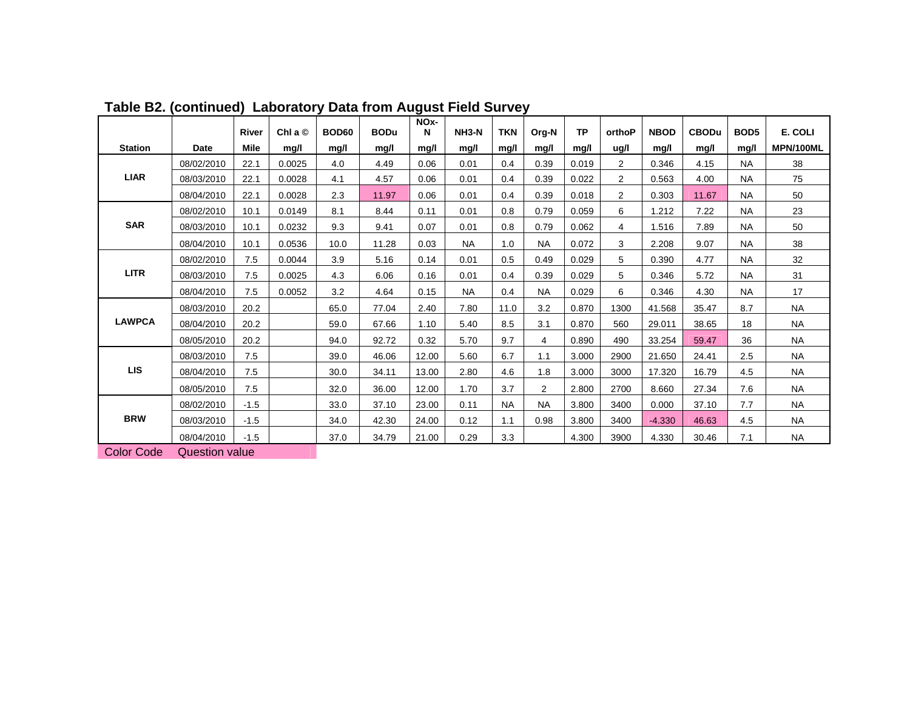## Table B2. (continued) Laboratory Data from August Field Survey

| Station | Date | River Mile | Chl a © mg/l | BOD60 mg/l | BODu mg/l | NOx-N mg/l | NH3-N mg/l | TKN mg/l | Org-N mg/l | TP mg/l | orthoP ug/l | NBOD mg/l | CBODu mg/l | BOD5 mg/l | E. COLI MPN/100ML |
|---|---|---|---|---|---|---|---|---|---|---|---|---|---|---|---|
| LIAR | 08/02/2010 | 22.1 | 0.0025 | 4.0 | 4.49 | 0.06 | 0.01 | 0.4 | 0.39 | 0.019 | 2 | 0.346 | 4.15 | NA | 38 |
| | 08/03/2010 | 22.1 | 0.0028 | 4.1 | 4.57 | 0.06 | 0.01 | 0.4 | 0.39 | 0.022 | 2 | 0.563 | 4.00 | NA | 75 |
| | 08/04/2010 | 22.1 | 0.0028 | 2.3 | 11.97 | 0.06 | 0.01 | 0.4 | 0.39 | 0.018 | 2 | 0.303 | 11.67 | NA | 50 |
| SAR | 08/02/2010 | 10.1 | 0.0149 | 8.1 | 8.44 | 0.11 | 0.01 | 0.8 | 0.79 | 0.059 | 6 | 1.212 | 7.22 | NA | 23 |
| | 08/03/2010 | 10.1 | 0.0232 | 9.3 | 9.41 | 0.07 | 0.01 | 0.8 | 0.79 | 0.062 | 4 | 1.516 | 7.89 | NA | 50 |
| | 08/04/2010 | 10.1 | 0.0536 | 10.0 | 11.28 | 0.03 | NA | 1.0 | NA | 0.072 | 3 | 2.208 | 9.07 | NA | 38 |
| LITR | 08/02/2010 | 7.5 | 0.0044 | 3.9 | 5.16 | 0.14 | 0.01 | 0.5 | 0.49 | 0.029 | 5 | 0.390 | 4.77 | NA | 32 |
| | 08/03/2010 | 7.5 | 0.0025 | 4.3 | 6.06 | 0.16 | 0.01 | 0.4 | 0.39 | 0.029 | 5 | 0.346 | 5.72 | NA | 31 |
| | 08/04/2010 | 7.5 | 0.0052 | 3.2 | 4.64 | 0.15 | NA | 0.4 | NA | 0.029 | 6 | 0.346 | 4.30 | NA | 17 |
| LAWPCA | 08/03/2010 | 20.2 | | 65.0 | 77.04 | 2.40 | 7.80 | 11.0 | 3.2 | 0.870 | 1300 | 41.568 | 35.47 | 8.7 | NA |
| | 08/04/2010 | 20.2 | | 59.0 | 67.66 | 1.10 | 5.40 | 8.5 | 3.1 | 0.870 | 560 | 29.011 | 38.65 | 18 | NA |
| | 08/05/2010 | 20.2 | | 94.0 | 92.72 | 0.32 | 5.70 | 9.7 | 4 | 0.890 | 490 | 33.254 | 59.47 | 36 | NA |
| LIS | 08/03/2010 | 7.5 | | 39.0 | 46.06 | 12.00 | 5.60 | 6.7 | 1.1 | 3.000 | 2900 | 21.650 | 24.41 | 2.5 | NA |
| | 08/04/2010 | 7.5 | | 30.0 | 34.11 | 13.00 | 2.80 | 4.6 | 1.8 | 3.000 | 3000 | 17.320 | 16.79 | 4.5 | NA |
| | 08/05/2010 | 7.5 | | 32.0 | 36.00 | 12.00 | 1.70 | 3.7 | 2 | 2.800 | 2700 | 8.660 | 27.34 | 7.6 | NA |
| BRW | 08/02/2010 | -1.5 | | 33.0 | 37.10 | 23.00 | 0.11 | NA | NA | 3.800 | 3400 | 0.000 | 37.10 | 7.7 | NA |
| | 08/03/2010 | -1.5 | | 34.0 | 42.30 | 24.00 | 0.12 | 1.1 | 0.98 | 3.800 | 3400 | -4.330 | 46.63 | 4.5 | NA |
| | 08/04/2010 | -1.5 | | 37.0 | 34.79 | 21.00 | 0.29 | 3.3 | | 4.300 | 3900 | 4.330 | 30.46 | 7.1 | NA |

Color Code: Question value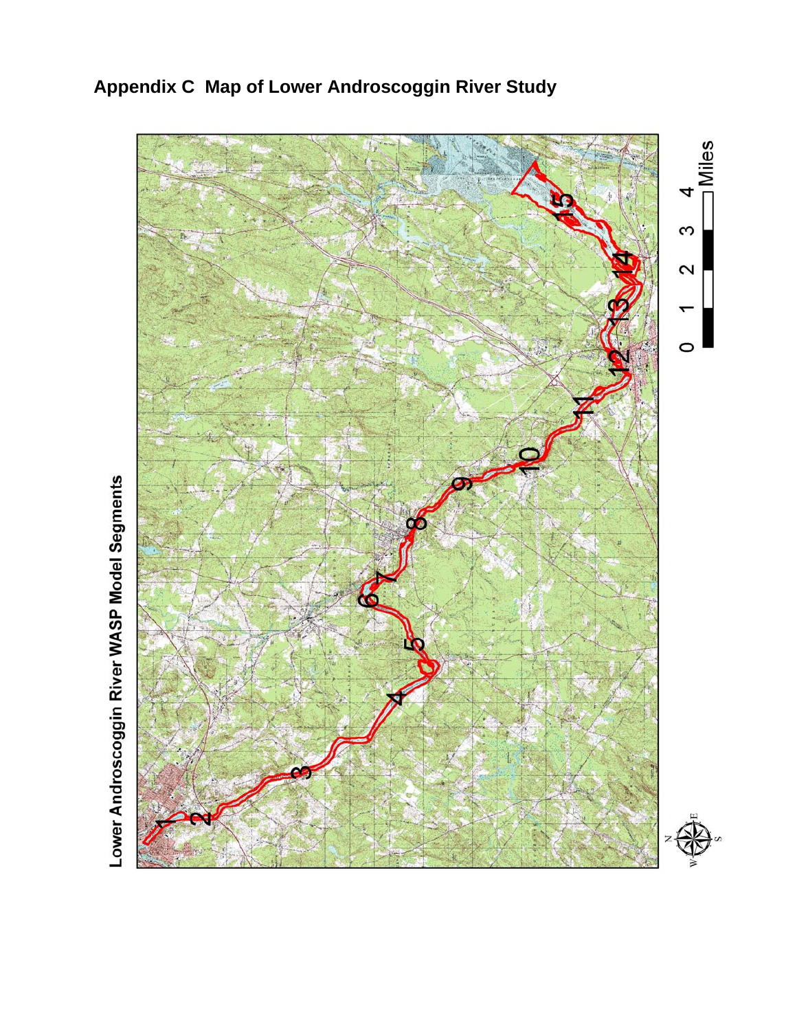## Appendix C Map of Lower Androscoggin River Study

Lower Androscoggin River WASP Model Segments

1
2
3
4
5
6
7
8
9
10
11
12
13
14
15

0 1 2 3 4 Miles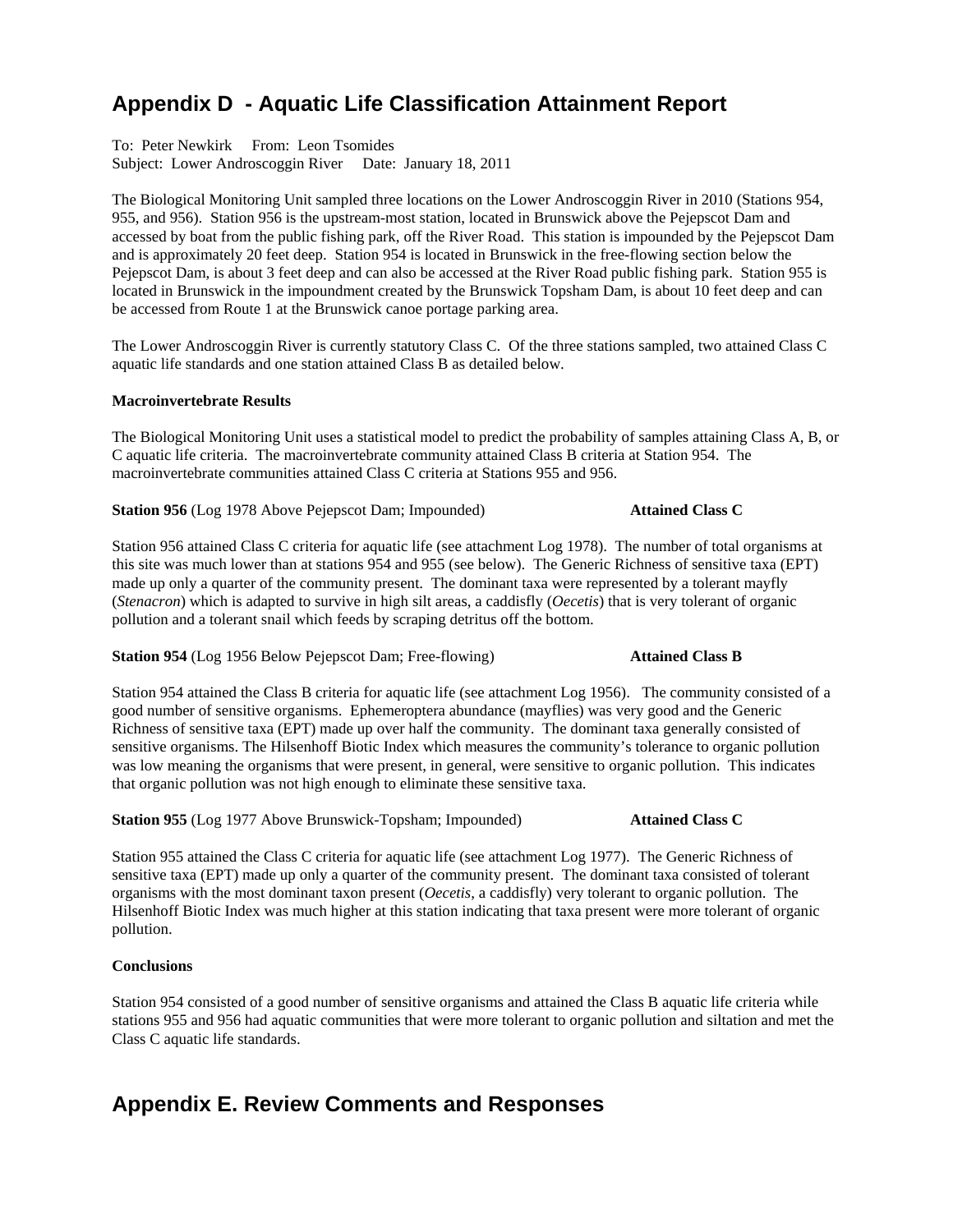# Appendix D - Aquatic Life Classification Attainment Report

To: Peter Newkirk From: Leon Tsomides
Subject: Lower Androscoggin River Date: January 18, 2011

The Biological Monitoring Unit sampled three locations on the Lower Androscoggin River in 2010 (Stations 954, 955, and 956). Station 956 is the upstream-most station, located in Brunswick above the Pejepscot Dam and accessed by boat from the public fishing park, off the River Road. This station is impounded by the Pejepscot Dam and is approximately 20 feet deep. Station 954 is located in Brunswick in the free-flowing section below the Pejepscot Dam, is about 3 feet deep and can also be accessed at the River Road public fishing park. Station 955 is located in Brunswick in the impoundment created by the Brunswick Topsham Dam, is about 10 feet deep and can be accessed from Route 1 at the Brunswick canoe portage parking area.

The Lower Androscoggin River is currently statutory Class C. Of the three stations sampled, two attained Class C aquatic life standards and one station attained Class B as detailed below.

**Macroinvertebrate Results**

The Biological Monitoring Unit uses a statistical model to predict the probability of samples attaining Class A, B, or C aquatic life criteria. The macroinvertebrate community attained Class B criteria at Station 954. The macroinvertebrate communities attained Class C criteria at Stations 955 and 956.

**Station 956** (Log 1978 Above Pejepscot Dam; Impounded) **Attained Class C**

Station 956 attained Class C criteria for aquatic life (see attachment Log 1978). The number of total organisms at this site was much lower than at stations 954 and 955 (see below). The Generic Richness of sensitive taxa (EPT) made up only a quarter of the community present. The dominant taxa were represented by a tolerant mayfly (*Stenacron*) which is adapted to survive in high silt areas, a caddisfly (*Oecetis*) that is very tolerant of organic pollution and a tolerant snail which feeds by scraping detritus off the bottom.

**Station 954** (Log 1956 Below Pejepscot Dam; Free-flowing) **Attained Class B**

Station 954 attained the Class B criteria for aquatic life (see attachment Log 1956). The community consisted of a good number of sensitive organisms. Ephemeroptera abundance (mayflies) was very good and the Generic Richness of sensitive taxa (EPT) made up over half the community. The dominant taxa generally consisted of sensitive organisms. The Hilsenhoff Biotic Index which measures the community's tolerance to organic pollution was low meaning the organisms that were present, in general, were sensitive to organic pollution. This indicates that organic pollution was not high enough to eliminate these sensitive taxa.

**Station 955** (Log 1977 Above Brunswick-Topsham; Impounded) **Attained Class C**

Station 955 attained the Class C criteria for aquatic life (see attachment Log 1977). The Generic Richness of sensitive taxa (EPT) made up only a quarter of the community present. The dominant taxa consisted of tolerant organisms with the most dominant taxon present (*Oecetis*, a caddisfly) very tolerant to organic pollution. The Hilsenhoff Biotic Index was much higher at this station indicating that taxa present were more tolerant of organic pollution.

**Conclusions**

Station 954 consisted of a good number of sensitive organisms and attained the Class B aquatic life criteria while stations 955 and 956 had aquatic communities that were more tolerant to organic pollution and siltation and met the Class C aquatic life standards.

# Appendix E. Review Comments and Responses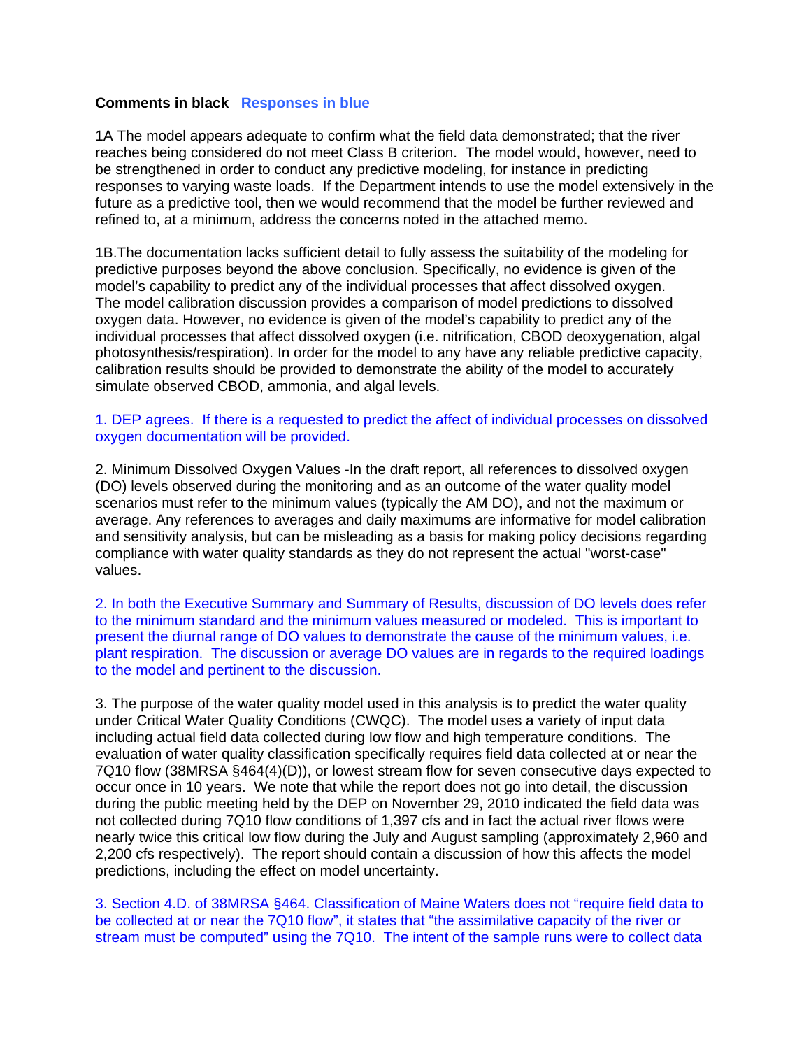**Comments in black** **Responses in blue**

1A The model appears adequate to confirm what the field data demonstrated; that the river reaches being considered do not meet Class B criterion. The model would, however, need to be strengthened in order to conduct any predictive modeling, for instance in predicting responses to varying waste loads. If the Department intends to use the model extensively in the future as a predictive tool, then we would recommend that the model be further reviewed and refined to, at a minimum, address the concerns noted in the attached memo.

1B.The documentation lacks sufficient detail to fully assess the suitability of the modeling for predictive purposes beyond the above conclusion. Specifically, no evidence is given of the model's capability to predict any of the individual processes that affect dissolved oxygen. The model calibration discussion provides a comparison of model predictions to dissolved oxygen data. However, no evidence is given of the model's capability to predict any of the individual processes that affect dissolved oxygen (i.e. nitrification, CBOD deoxygenation, algal photosynthesis/respiration). In order for the model to any have any reliable predictive capacity, calibration results should be provided to demonstrate the ability of the model to accurately simulate observed CBOD, ammonia, and algal levels.

1. DEP agrees. If there is a requested to predict the affect of individual processes on dissolved oxygen documentation will be provided.

2. Minimum Dissolved Oxygen Values -In the draft report, all references to dissolved oxygen (DO) levels observed during the monitoring and as an outcome of the water quality model scenarios must refer to the minimum values (typically the AM DO), and not the maximum or average. Any references to averages and daily maximums are informative for model calibration and sensitivity analysis, but can be misleading as a basis for making policy decisions regarding compliance with water quality standards as they do not represent the actual "worst-case" values.

2. In both the Executive Summary and Summary of Results, discussion of DO levels does refer to the minimum standard and the minimum values measured or modeled. This is important to present the diurnal range of DO values to demonstrate the cause of the minimum values, i.e. plant respiration. The discussion or average DO values are in regards to the required loadings to the model and pertinent to the discussion.

3. The purpose of the water quality model used in this analysis is to predict the water quality under Critical Water Quality Conditions (CWQC). The model uses a variety of input data including actual field data collected during low flow and high temperature conditions. The evaluation of water quality classification specifically requires field data collected at or near the 7Q10 flow (38MRSA §464(4)(D)), or lowest stream flow for seven consecutive days expected to occur once in 10 years. We note that while the report does not go into detail, the discussion during the public meeting held by the DEP on November 29, 2010 indicated the field data was not collected during 7Q10 flow conditions of 1,397 cfs and in fact the actual river flows were nearly twice this critical low flow during the July and August sampling (approximately 2,960 and 2,200 cfs respectively). The report should contain a discussion of how this affects the model predictions, including the effect on model uncertainty.

3. Section 4.D. of 38MRSA §464. Classification of Maine Waters does not "require field data to be collected at or near the 7Q10 flow", it states that "the assimilative capacity of the river or stream must be computed" using the 7Q10. The intent of the sample runs were to collect data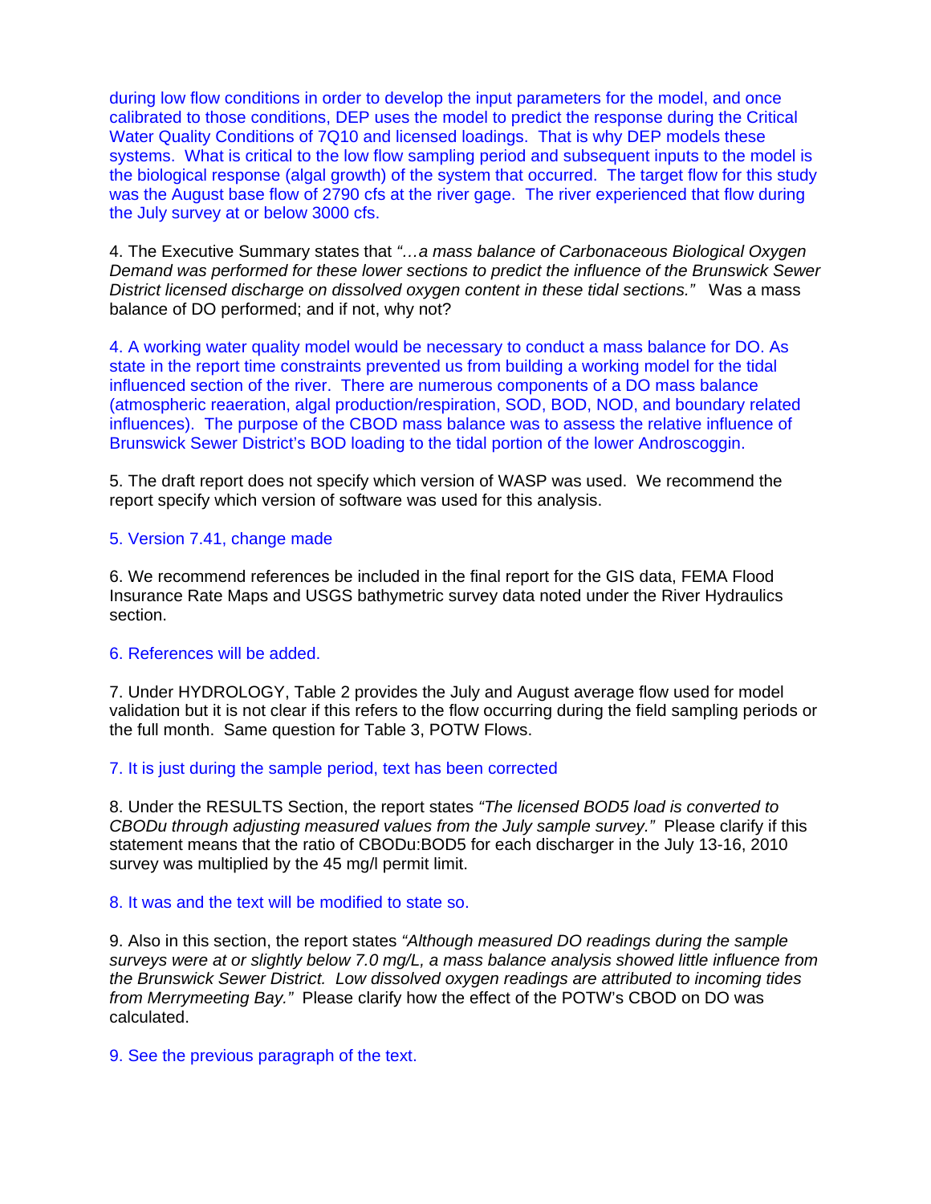during low flow conditions in order to develop the input parameters for the model, and once calibrated to those conditions, DEP uses the model to predict the response during the Critical Water Quality Conditions of 7Q10 and licensed loadings. That is why DEP models these systems. What is critical to the low flow sampling period and subsequent inputs to the model is the biological response (algal growth) of the system that occurred. The target flow for this study was the August base flow of 2790 cfs at the river gage. The river experienced that flow during the July survey at or below 3000 cfs.

4. The Executive Summary states that *"…a mass balance of Carbonaceous Biological Oxygen Demand was performed for these lower sections to predict the influence of the Brunswick Sewer District licensed discharge on dissolved oxygen content in these tidal sections."* Was a mass balance of DO performed; and if not, why not?

4. A working water quality model would be necessary to conduct a mass balance for DO. As state in the report time constraints prevented us from building a working model for the tidal influenced section of the river. There are numerous components of a DO mass balance (atmospheric reaeration, algal production/respiration, SOD, BOD, NOD, and boundary related influences). The purpose of the CBOD mass balance was to assess the relative influence of Brunswick Sewer District's BOD loading to the tidal portion of the lower Androscoggin.

5. The draft report does not specify which version of WASP was used. We recommend the report specify which version of software was used for this analysis.

5. Version 7.41, change made

6. We recommend references be included in the final report for the GIS data, FEMA Flood Insurance Rate Maps and USGS bathymetric survey data noted under the River Hydraulics section.

6. References will be added.

7. Under HYDROLOGY, Table 2 provides the July and August average flow used for model validation but it is not clear if this refers to the flow occurring during the field sampling periods or the full month. Same question for Table 3, POTW Flows.

7. It is just during the sample period, text has been corrected

8. Under the RESULTS Section, the report states *"The licensed BOD5 load is converted to CBODu through adjusting measured values from the July sample survey."* Please clarify if this statement means that the ratio of CBODu:BOD5 for each discharger in the July 13-16, 2010 survey was multiplied by the 45 mg/l permit limit.

8. It was and the text will be modified to state so.

9. Also in this section, the report states *"Although measured DO readings during the sample surveys were at or slightly below 7.0 mg/L, a mass balance analysis showed little influence from the Brunswick Sewer District. Low dissolved oxygen readings are attributed to incoming tides from Merrymeeting Bay."* Please clarify how the effect of the POTW's CBOD on DO was calculated.

9. See the previous paragraph of the text.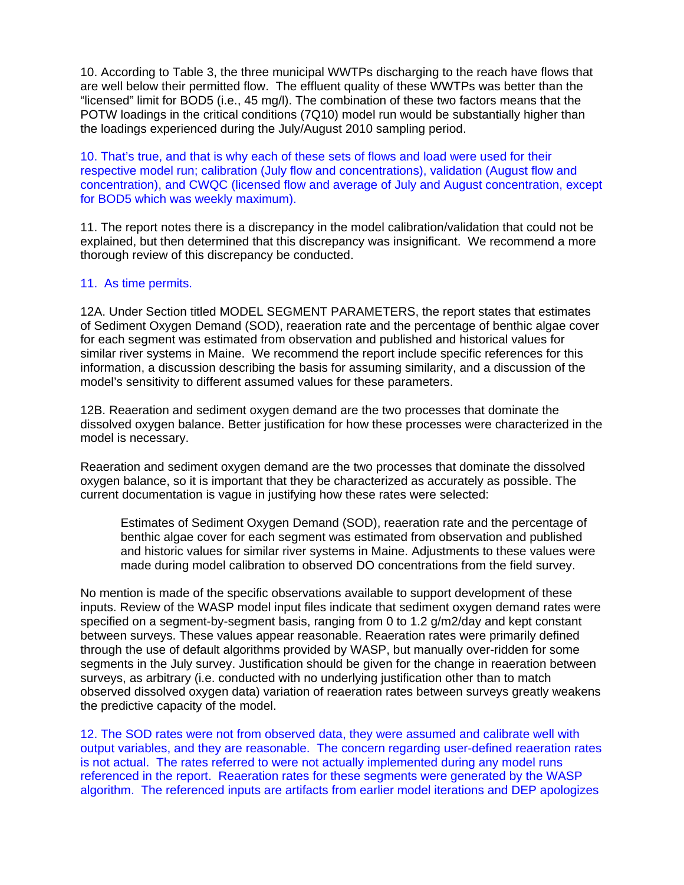10. According to Table 3, the three municipal WWTPs discharging to the reach have flows that are well below their permitted flow. The effluent quality of these WWTPs was better than the "licensed" limit for BOD5 (i.e., 45 mg/l). The combination of these two factors means that the POTW loadings in the critical conditions (7Q10) model run would be substantially higher than the loadings experienced during the July/August 2010 sampling period.

10. That's true, and that is why each of these sets of flows and load were used for their respective model run; calibration (July flow and concentrations), validation (August flow and concentration), and CWQC (licensed flow and average of July and August concentration, except for BOD5 which was weekly maximum).

11. The report notes there is a discrepancy in the model calibration/validation that could not be explained, but then determined that this discrepancy was insignificant. We recommend a more thorough review of this discrepancy be conducted.

11. As time permits.

12A. Under Section titled MODEL SEGMENT PARAMETERS, the report states that estimates of Sediment Oxygen Demand (SOD), reaeration rate and the percentage of benthic algae cover for each segment was estimated from observation and published and historical values for similar river systems in Maine. We recommend the report include specific references for this information, a discussion describing the basis for assuming similarity, and a discussion of the model's sensitivity to different assumed values for these parameters.

12B. Reaeration and sediment oxygen demand are the two processes that dominate the dissolved oxygen balance. Better justification for how these processes were characterized in the model is necessary.

Reaeration and sediment oxygen demand are the two processes that dominate the dissolved oxygen balance, so it is important that they be characterized as accurately as possible. The current documentation is vague in justifying how these rates were selected:

> Estimates of Sediment Oxygen Demand (SOD), reaeration rate and the percentage of benthic algae cover for each segment was estimated from observation and published and historic values for similar river systems in Maine. Adjustments to these values were made during model calibration to observed DO concentrations from the field survey.

No mention is made of the specific observations available to support development of these inputs. Review of the WASP model input files indicate that sediment oxygen demand rates were specified on a segment-by-segment basis, ranging from 0 to 1.2 g/m2/day and kept constant between surveys. These values appear reasonable. Reaeration rates were primarily defined through the use of default algorithms provided by WASP, but manually over-ridden for some segments in the July survey. Justification should be given for the change in reaeration between surveys, as arbitrary (i.e. conducted with no underlying justification other than to match observed dissolved oxygen data) variation of reaeration rates between surveys greatly weakens the predictive capacity of the model.

12. The SOD rates were not from observed data, they were assumed and calibrate well with output variables, and they are reasonable. The concern regarding user-defined reaeration rates is not actual. The rates referred to were not actually implemented during any model runs referenced in the report. Reaeration rates for these segments were generated by the WASP algorithm. The referenced inputs are artifacts from earlier model iterations and DEP apologizes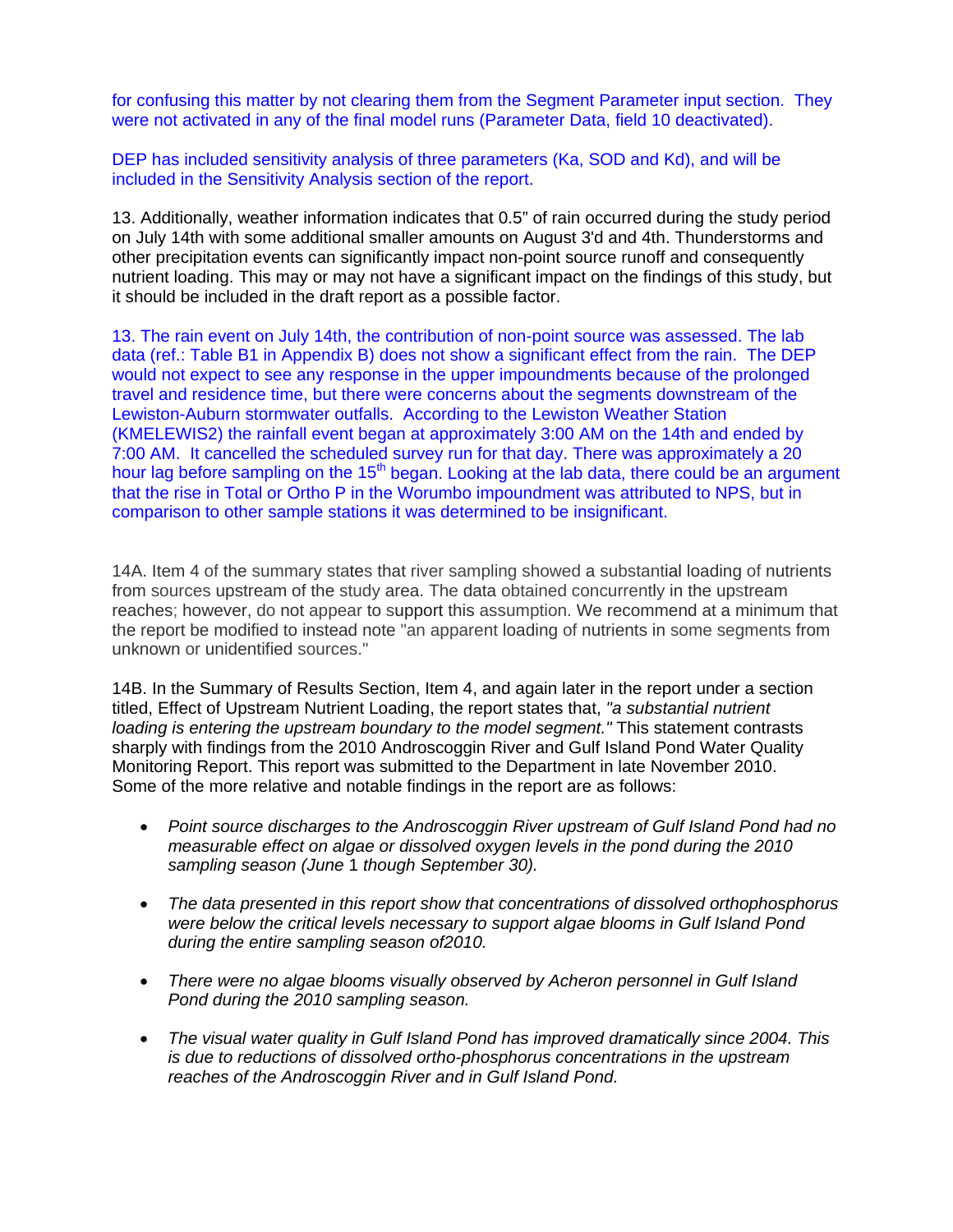for confusing this matter by not clearing them from the Segment Parameter input section. They were not activated in any of the final model runs (Parameter Data, field 10 deactivated).

DEP has included sensitivity analysis of three parameters (Ka, SOD and Kd), and will be included in the Sensitivity Analysis section of the report.

13. Additionally, weather information indicates that 0.5" of rain occurred during the study period on July 14th with some additional smaller amounts on August 3'd and 4th. Thunderstorms and other precipitation events can significantly impact non-point source runoff and consequently nutrient loading. This may or may not have a significant impact on the findings of this study, but it should be included in the draft report as a possible factor.

13. The rain event on July 14th, the contribution of non-point source was assessed. The lab data (ref.: Table B1 in Appendix B) does not show a significant effect from the rain. The DEP would not expect to see any response in the upper impoundments because of the prolonged travel and residence time, but there were concerns about the segments downstream of the Lewiston-Auburn stormwater outfalls. According to the Lewiston Weather Station (KMELEWIS2) the rainfall event began at approximately 3:00 AM on the 14th and ended by 7:00 AM. It cancelled the scheduled survey run for that day. There was approximately a 20 hour lag before sampling on the 15th began. Looking at the lab data, there could be an argument that the rise in Total or Ortho P in the Worumbo impoundment was attributed to NPS, but in comparison to other sample stations it was determined to be insignificant.

14A. Item 4 of the summary states that river sampling showed a substantial loading of nutrients from sources upstream of the study area. The data obtained concurrently in the upstream reaches; however, do not appear to support this assumption. We recommend at a minimum that the report be modified to instead note "an apparent loading of nutrients in some segments from unknown or unidentified sources."

14B. In the Summary of Results Section, Item 4, and again later in the report under a section titled, Effect of Upstream Nutrient Loading, the report states that, *"a substantial nutrient loading is entering the upstream boundary to the model segment."* This statement contrasts sharply with findings from the 2010 Androscoggin River and Gulf Island Pond Water Quality Monitoring Report. This report was submitted to the Department in late November 2010. Some of the more relative and notable findings in the report are as follows:

- *Point source discharges to the Androscoggin River upstream of Gulf Island Pond had no measurable effect on algae or dissolved oxygen levels in the pond during the 2010 sampling season (June* 1 *though September 30).*
- *The data presented in this report show that concentrations of dissolved orthophosphorus were below the critical levels necessary to support algae blooms in Gulf Island Pond during the entire sampling season of2010.*
- *There were no algae blooms visually observed by Acheron personnel in Gulf Island Pond during the 2010 sampling season.*
- *The visual water quality in Gulf Island Pond has improved dramatically since 2004. This is due to reductions of dissolved ortho-phosphorus concentrations in the upstream reaches of the Androscoggin River and in Gulf Island Pond.*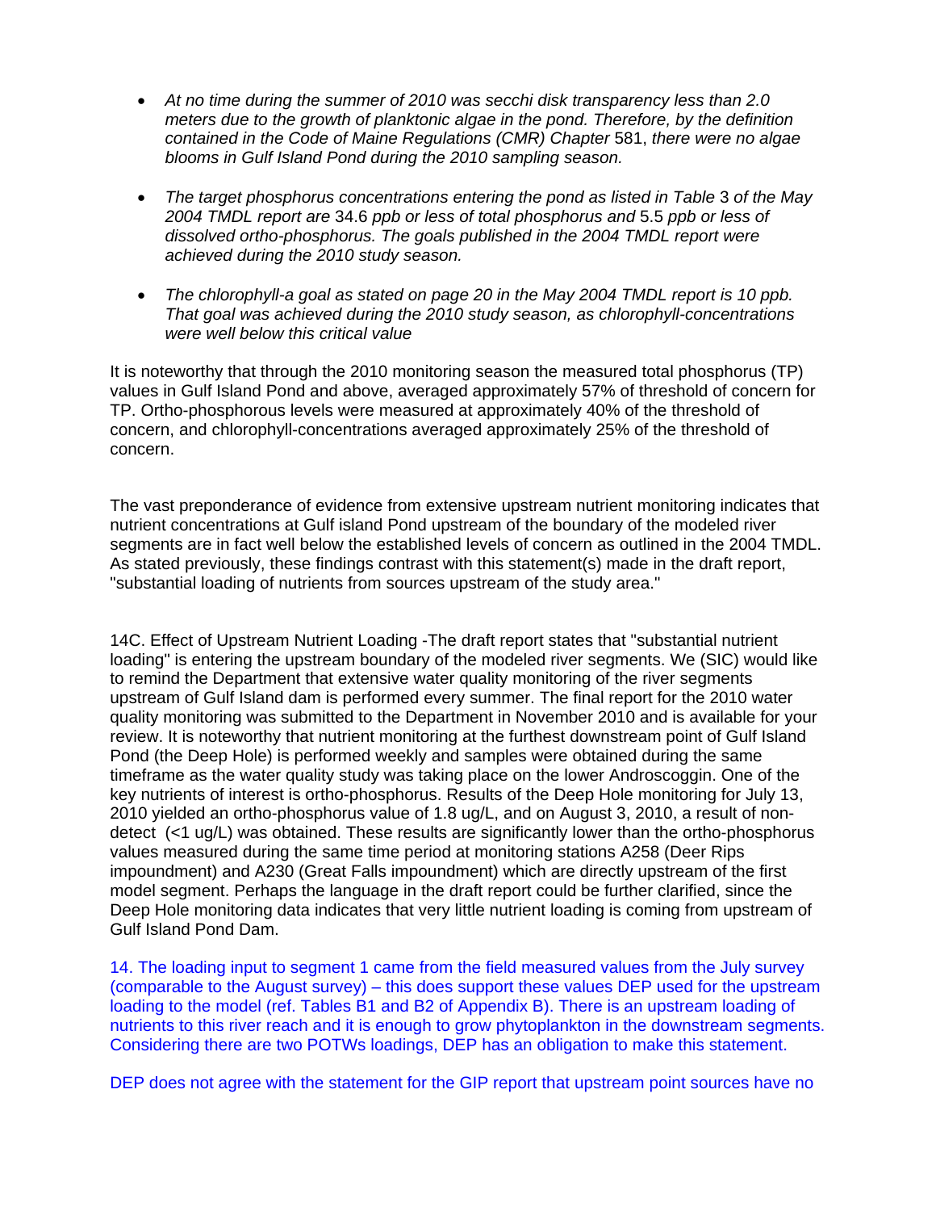- *At no time during the summer of 2010 was secchi disk transparency less than 2.0 meters due to the growth of planktonic algae in the pond. Therefore, by the definition contained in the Code of Maine Regulations (CMR) Chapter* 581, *there were no algae blooms in Gulf Island Pond during the 2010 sampling season.*

- *The target phosphorus concentrations entering the pond as listed in Table* 3 *of the May 2004 TMDL report are* 34.6 *ppb or less of total phosphorus and* 5.5 *ppb or less of dissolved ortho-phosphorus. The goals published in the 2004 TMDL report were achieved during the 2010 study season.*

- *The chlorophyll-a goal as stated on page 20 in the May 2004 TMDL report is 10 ppb. That goal was achieved during the 2010 study season, as chlorophyll-concentrations were well below this critical value*

It is noteworthy that through the 2010 monitoring season the measured total phosphorus (TP) values in Gulf Island Pond and above, averaged approximately 57% of threshold of concern for TP. Ortho-phosphorous levels were measured at approximately 40% of the threshold of concern, and chlorophyll-concentrations averaged approximately 25% of the threshold of concern.

The vast preponderance of evidence from extensive upstream nutrient monitoring indicates that nutrient concentrations at Gulf island Pond upstream of the boundary of the modeled river segments are in fact well below the established levels of concern as outlined in the 2004 TMDL. As stated previously, these findings contrast with this statement(s) made in the draft report, "substantial loading of nutrients from sources upstream of the study area."

14C. Effect of Upstream Nutrient Loading -The draft report states that "substantial nutrient loading" is entering the upstream boundary of the modeled river segments. We (SIC) would like to remind the Department that extensive water quality monitoring of the river segments upstream of Gulf Island dam is performed every summer. The final report for the 2010 water quality monitoring was submitted to the Department in November 2010 and is available for your review. It is noteworthy that nutrient monitoring at the furthest downstream point of Gulf Island Pond (the Deep Hole) is performed weekly and samples were obtained during the same timeframe as the water quality study was taking place on the lower Androscoggin. One of the key nutrients of interest is ortho-phosphorus. Results of the Deep Hole monitoring for July 13, 2010 yielded an ortho-phosphorus value of 1.8 ug/L, and on August 3, 2010, a result of non-detect (<1 ug/L) was obtained. These results are significantly lower than the ortho-phosphorus values measured during the same time period at monitoring stations A258 (Deer Rips impoundment) and A230 (Great Falls impoundment) which are directly upstream of the first model segment. Perhaps the language in the draft report could be further clarified, since the Deep Hole monitoring data indicates that very little nutrient loading is coming from upstream of Gulf Island Pond Dam.

14. The loading input to segment 1 came from the field measured values from the July survey (comparable to the August survey) – this does support these values DEP used for the upstream loading to the model (ref. Tables B1 and B2 of Appendix B). There is an upstream loading of nutrients to this river reach and it is enough to grow phytoplankton in the downstream segments. Considering there are two POTWs loadings, DEP has an obligation to make this statement.

DEP does not agree with the statement for the GIP report that upstream point sources have no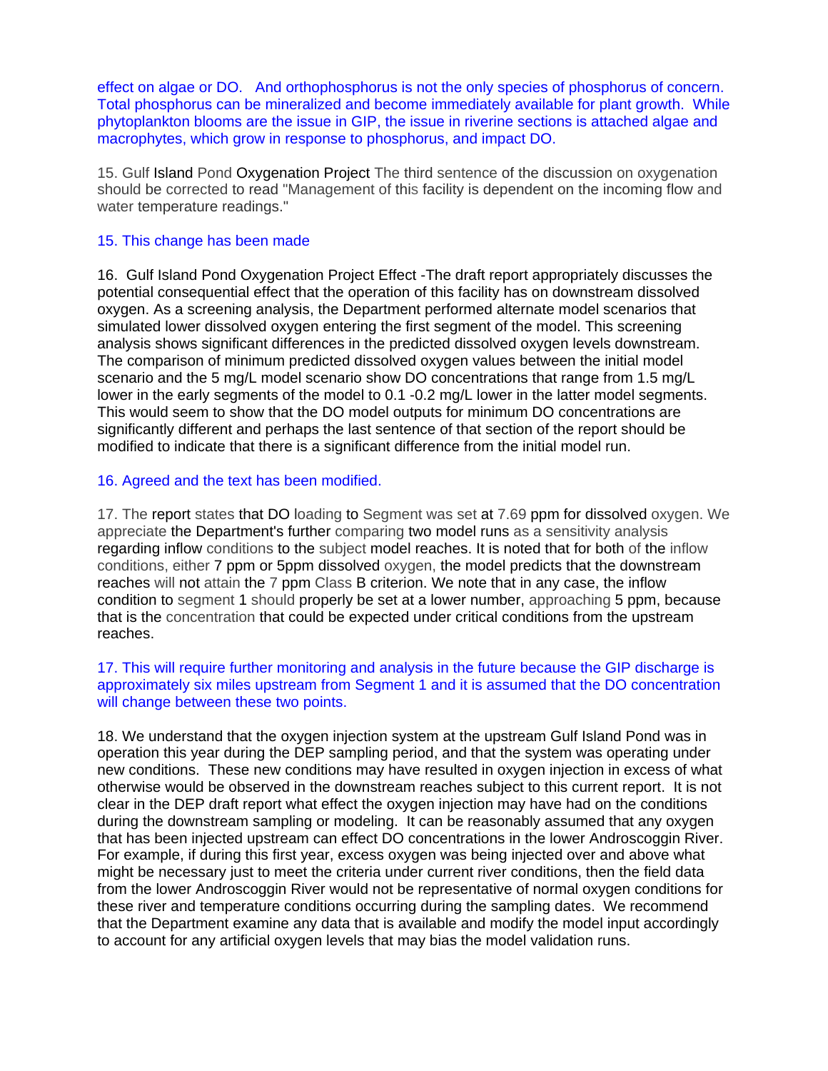effect on algae or DO. And orthophosphorus is not the only species of phosphorus of concern. Total phosphorus can be mineralized and become immediately available for plant growth. While phytoplankton blooms are the issue in GIP, the issue in riverine sections is attached algae and macrophytes, which grow in response to phosphorus, and impact DO.

15. Gulf Island Pond Oxygenation Project The third sentence of the discussion on oxygenation should be corrected to read "Management of this facility is dependent on the incoming flow and water temperature readings."

15. This change has been made

16. Gulf Island Pond Oxygenation Project Effect -The draft report appropriately discusses the potential consequential effect that the operation of this facility has on downstream dissolved oxygen. As a screening analysis, the Department performed alternate model scenarios that simulated lower dissolved oxygen entering the first segment of the model. This screening analysis shows significant differences in the predicted dissolved oxygen levels downstream. The comparison of minimum predicted dissolved oxygen values between the initial model scenario and the 5 mg/L model scenario show DO concentrations that range from 1.5 mg/L lower in the early segments of the model to 0.1 -0.2 mg/L lower in the latter model segments. This would seem to show that the DO model outputs for minimum DO concentrations are significantly different and perhaps the last sentence of that section of the report should be modified to indicate that there is a significant difference from the initial model run.

16. Agreed and the text has been modified.

17. The report states that DO loading to Segment was set at 7.69 ppm for dissolved oxygen. We appreciate the Department's further comparing two model runs as a sensitivity analysis regarding inflow conditions to the subject model reaches. It is noted that for both of the inflow conditions, either 7 ppm or 5ppm dissolved oxygen, the model predicts that the downstream reaches will not attain the 7 ppm Class B criterion. We note that in any case, the inflow condition to segment 1 should properly be set at a lower number, approaching 5 ppm, because that is the concentration that could be expected under critical conditions from the upstream reaches.

17. This will require further monitoring and analysis in the future because the GIP discharge is approximately six miles upstream from Segment 1 and it is assumed that the DO concentration will change between these two points.

18. We understand that the oxygen injection system at the upstream Gulf Island Pond was in operation this year during the DEP sampling period, and that the system was operating under new conditions. These new conditions may have resulted in oxygen injection in excess of what otherwise would be observed in the downstream reaches subject to this current report. It is not clear in the DEP draft report what effect the oxygen injection may have had on the conditions during the downstream sampling or modeling. It can be reasonably assumed that any oxygen that has been injected upstream can effect DO concentrations in the lower Androscoggin River. For example, if during this first year, excess oxygen was being injected over and above what might be necessary just to meet the criteria under current river conditions, then the field data from the lower Androscoggin River would not be representative of normal oxygen conditions for these river and temperature conditions occurring during the sampling dates. We recommend that the Department examine any data that is available and modify the model input accordingly to account for any artificial oxygen levels that may bias the model validation runs.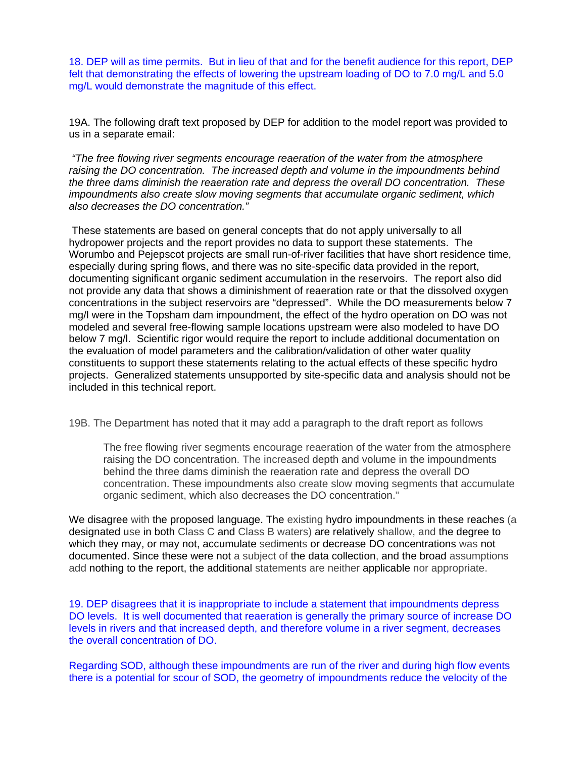18. DEP will as time permits. But in lieu of that and for the benefit audience for this report, DEP felt that demonstrating the effects of lowering the upstream loading of DO to 7.0 mg/L and 5.0 mg/L would demonstrate the magnitude of this effect.

19A. The following draft text proposed by DEP for addition to the model report was provided to us in a separate email:

*"The free flowing river segments encourage reaeration of the water from the atmosphere raising the DO concentration. The increased depth and volume in the impoundments behind the three dams diminish the reaeration rate and depress the overall DO concentration. These impoundments also create slow moving segments that accumulate organic sediment, which also decreases the DO concentration."*

These statements are based on general concepts that do not apply universally to all hydropower projects and the report provides no data to support these statements. The Worumbo and Pejepscot projects are small run-of-river facilities that have short residence time, especially during spring flows, and there was no site-specific data provided in the report, documenting significant organic sediment accumulation in the reservoirs. The report also did not provide any data that shows a diminishment of reaeration rate or that the dissolved oxygen concentrations in the subject reservoirs are "depressed". While the DO measurements below 7 mg/l were in the Topsham dam impoundment, the effect of the hydro operation on DO was not modeled and several free-flowing sample locations upstream were also modeled to have DO below 7 mg/l. Scientific rigor would require the report to include additional documentation on the evaluation of model parameters and the calibration/validation of other water quality constituents to support these statements relating to the actual effects of these specific hydro projects. Generalized statements unsupported by site-specific data and analysis should not be included in this technical report.

19B. The Department has noted that it may add a paragraph to the draft report as follows

> The free flowing river segments encourage reaeration of the water from the atmosphere raising the DO concentration. The increased depth and volume in the impoundments behind the three dams diminish the reaeration rate and depress the overall DO concentration. These impoundments also create slow moving segments that accumulate organic sediment, which also decreases the DO concentration."

We disagree with the proposed language. The existing hydro impoundments in these reaches (a designated use in both Class C and Class B waters) are relatively shallow, and the degree to which they may, or may not, accumulate sediments or decrease DO concentrations was not documented. Since these were not a subject of the data collection, and the broad assumptions add nothing to the report, the additional statements are neither applicable nor appropriate.

19. DEP disagrees that it is inappropriate to include a statement that impoundments depress DO levels. It is well documented that reaeration is generally the primary source of increase DO levels in rivers and that increased depth, and therefore volume in a river segment, decreases the overall concentration of DO.

Regarding SOD, although these impoundments are run of the river and during high flow events there is a potential for scour of SOD, the geometry of impoundments reduce the velocity of the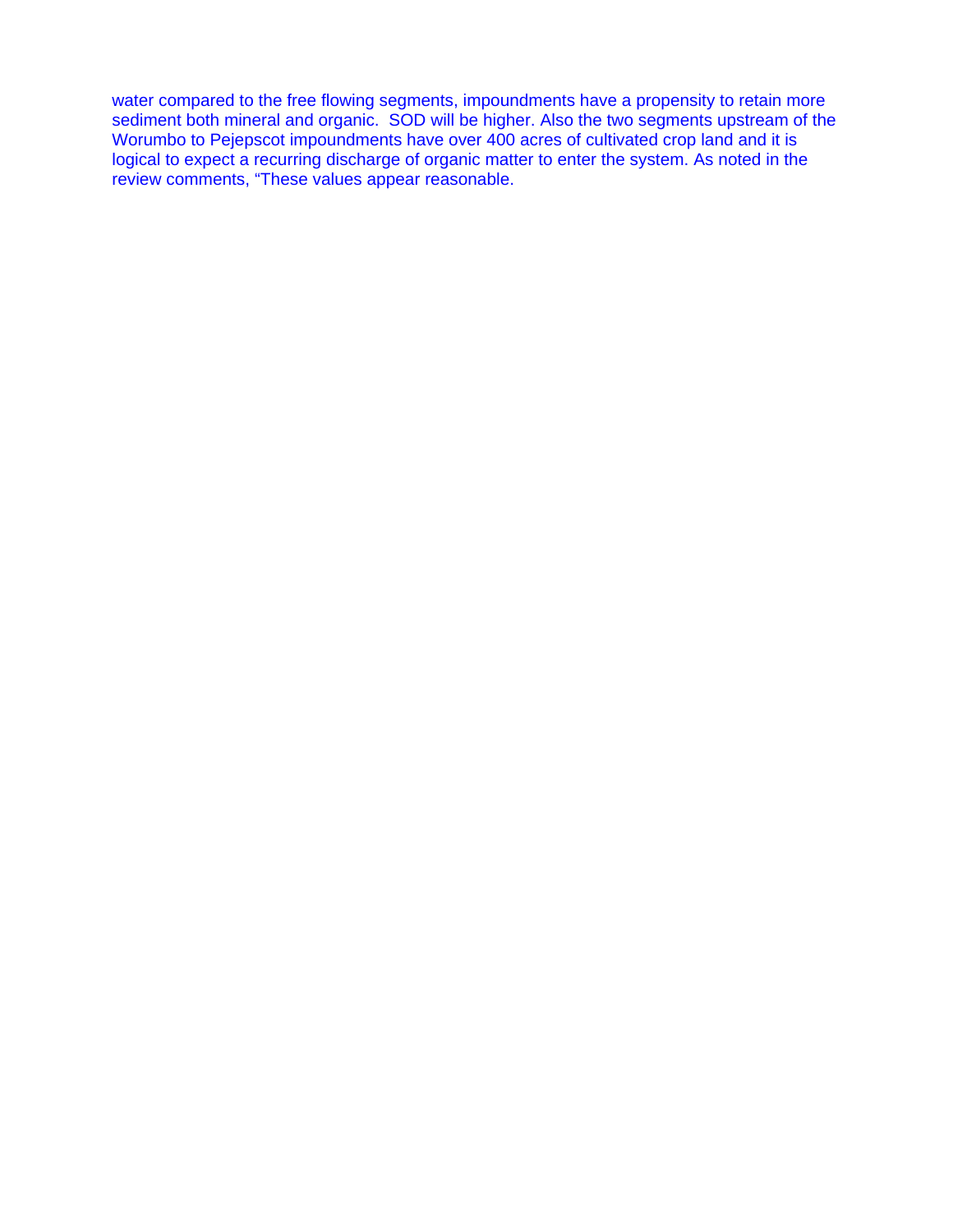water compared to the free flowing segments, impoundments have a propensity to retain more sediment both mineral and organic.  SOD will be higher. Also the two segments upstream of the Worumbo to Pejepscot impoundments have over 400 acres of cultivated crop land and it is logical to expect a recurring discharge of organic matter to enter the system. As noted in the review comments, “These values appear reasonable.